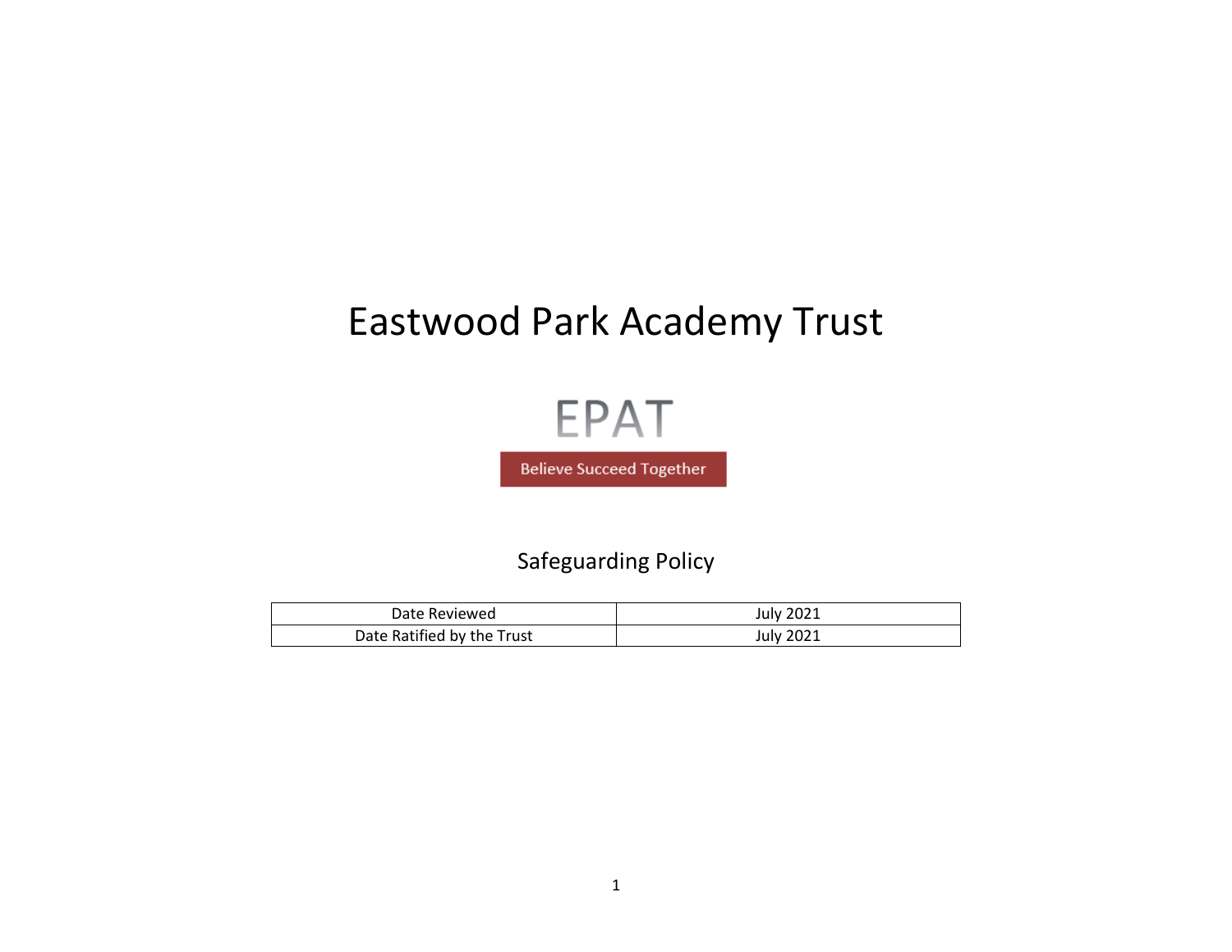# Eastwood Park Academy Trust

EPAT

Believe Succeed Together

## Safeguarding Policy

| Date Reviewed | July 2021 |
| --- | --- |
| Date Ratified by the Trust | July 2021 |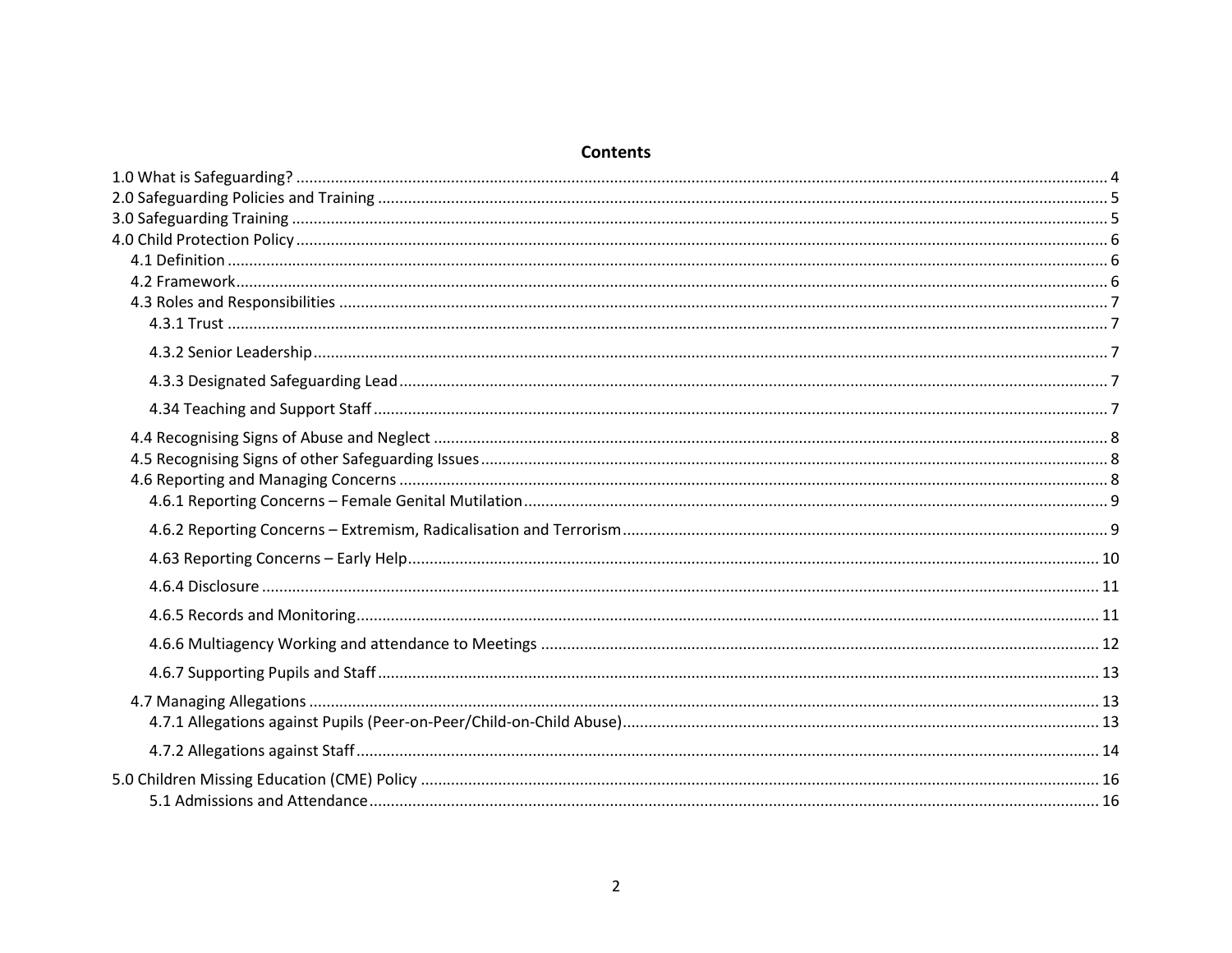# Contents

1.0 What is Safeguarding? ........ 4
2.0 Safeguarding Policies and Training ........ 5
3.0 Safeguarding Training ........ 5
4.0 Child Protection Policy ........ 6
- 4.1 Definition ........ 6
- 4.2 Framework ........ 6
- 4.3 Roles and Responsibilities ........ 7
  - 4.3.1 Trust ........ 7
  - 4.3.2 Senior Leadership ........ 7
  - 4.3.3 Designated Safeguarding Lead ........ 7
  - 4.34 Teaching and Support Staff ........ 7
- 4.4 Recognising Signs of Abuse and Neglect ........ 8
- 4.5 Recognising Signs of other Safeguarding Issues ........ 8
- 4.6 Reporting and Managing Concerns ........ 8
  - 4.6.1 Reporting Concerns – Female Genital Mutilation ........ 9
  - 4.6.2 Reporting Concerns – Extremism, Radicalisation and Terrorism ........ 9
  - 4.63 Reporting Concerns – Early Help ........ 10
  - 4.6.4 Disclosure ........ 11
  - 4.6.5 Records and Monitoring ........ 11
  - 4.6.6 Multiagency Working and attendance to Meetings ........ 12
  - 4.6.7 Supporting Pupils and Staff ........ 13
- 4.7 Managing Allegations ........ 13
  - 4.7.1 Allegations against Pupils (Peer-on-Peer/Child-on-Child Abuse) ........ 13
  - 4.7.2 Allegations against Staff ........ 14

5.0 Children Missing Education (CME) Policy ........ 16
- 5.1 Admissions and Attendance ........ 16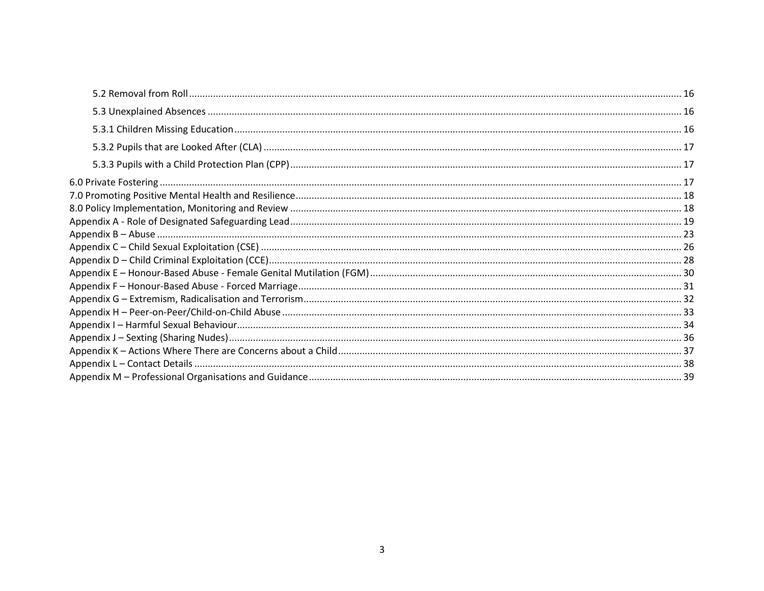5.2 Removal from Roll ..... 16

5.3 Unexplained Absences ..... 16

5.3.1 Children Missing Education ..... 16

5.3.2 Pupils that are Looked After (CLA) ..... 17

5.3.3 Pupils with a Child Protection Plan (CPP) ..... 17

6.0 Private Fostering ..... 17

7.0 Promoting Positive Mental Health and Resilience ..... 18

8.0 Policy Implementation, Monitoring and Review ..... 18

Appendix A - Role of Designated Safeguarding Lead ..... 19

Appendix B – Abuse ..... 23

Appendix C – Child Sexual Exploitation (CSE) ..... 26

Appendix D – Child Criminal Exploitation (CCE) ..... 28

Appendix E – Honour-Based Abuse - Female Genital Mutilation (FGM) ..... 30

Appendix F – Honour-Based Abuse - Forced Marriage ..... 31

Appendix G – Extremism, Radicalisation and Terrorism ..... 32

Appendix H – Peer-on-Peer/Child-on-Child Abuse ..... 33

Appendix I – Harmful Sexual Behaviour ..... 34

Appendix J – Sexting (Sharing Nudes) ..... 36

Appendix K – Actions Where There are Concerns about a Child ..... 37

Appendix L – Contact Details ..... 38

Appendix M – Professional Organisations and Guidance ..... 39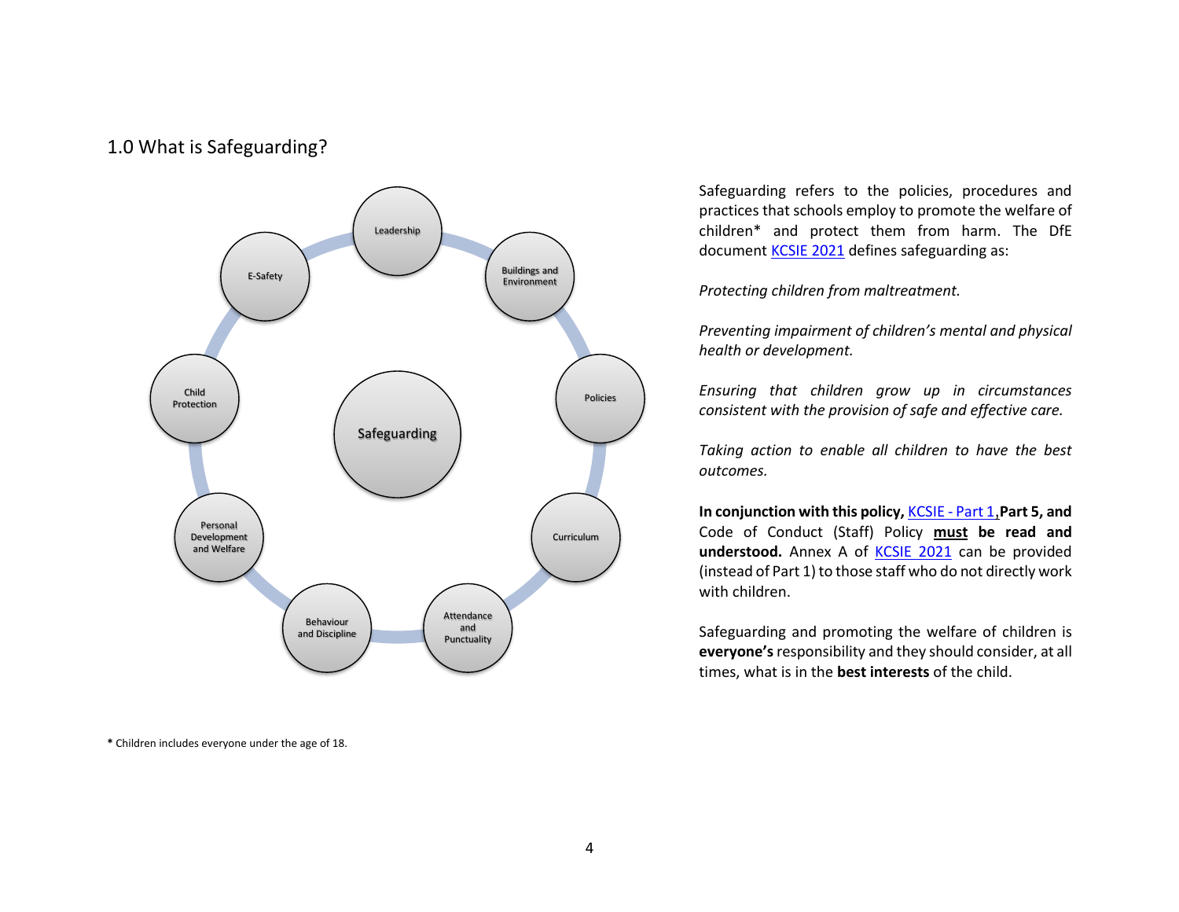## 1.0 What is Safeguarding?

Safeguarding

Leadership

Buildings and Environment

Policies

Curriculum

Attendance and Punctuality

Behaviour and Discipline

Personal Development and Welfare

Child Protection

E-Safety

Safeguarding refers to the policies, procedures and practices that schools employ to promote the welfare of children* and protect them from harm. The DfE document KCSIE 2021 defines safeguarding as:

*Protecting children from maltreatment.*

*Preventing impairment of children's mental and physical health or development.*

*Ensuring that children grow up in circumstances consistent with the provision of safe and effective care.*

*Taking action to enable all children to have the best outcomes.*

**In conjunction with this policy,** KCSIE - Part 1,**Part 5, and** Code of Conduct (Staff) Policy **must be read and understood.** Annex A of KCSIE 2021 can be provided (instead of Part 1) to those staff who do not directly work with children.

Safeguarding and promoting the welfare of children is **everyone's** responsibility and they should consider, at all times, what is in the **best interests** of the child.

* Children includes everyone under the age of 18.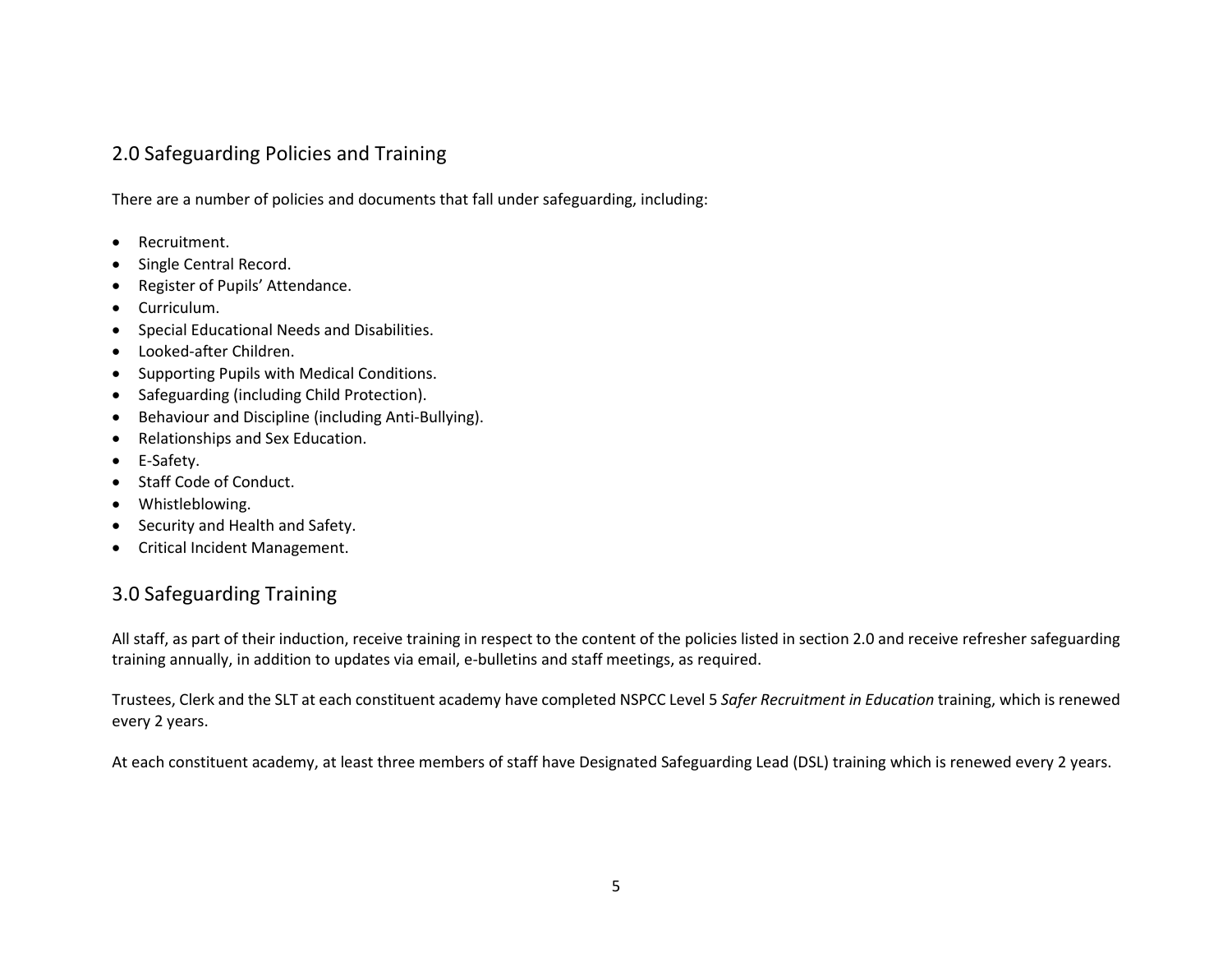## 2.0 Safeguarding Policies and Training

There are a number of policies and documents that fall under safeguarding, including:

- Recruitment.
- Single Central Record.
- Register of Pupils' Attendance.
- Curriculum.
- Special Educational Needs and Disabilities.
- Looked-after Children.
- Supporting Pupils with Medical Conditions.
- Safeguarding (including Child Protection).
- Behaviour and Discipline (including Anti-Bullying).
- Relationships and Sex Education.
- E-Safety.
- Staff Code of Conduct.
- Whistleblowing.
- Security and Health and Safety.
- Critical Incident Management.

## 3.0 Safeguarding Training

All staff, as part of their induction, receive training in respect to the content of the policies listed in section 2.0 and receive refresher safeguarding training annually, in addition to updates via email, e-bulletins and staff meetings, as required.

Trustees, Clerk and the SLT at each constituent academy have completed NSPCC Level 5 *Safer Recruitment in Education* training, which is renewed every 2 years.

At each constituent academy, at least three members of staff have Designated Safeguarding Lead (DSL) training which is renewed every 2 years.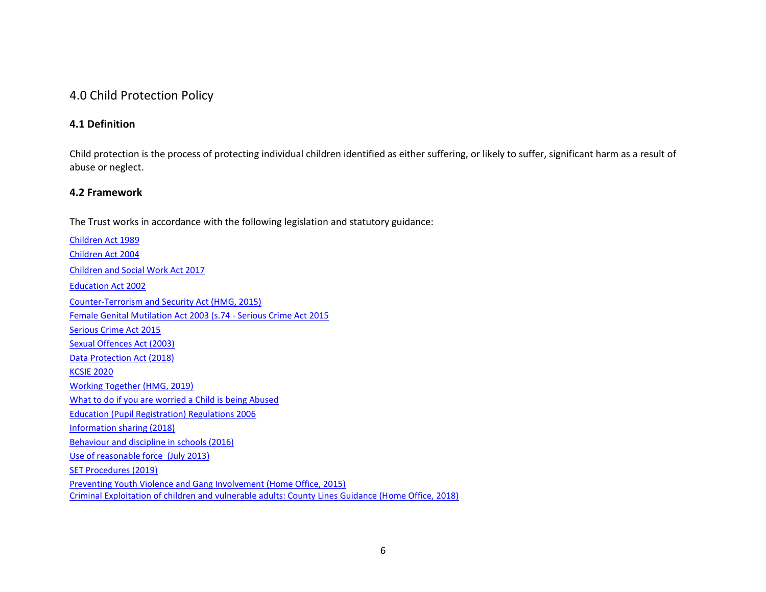# 4.0 Child Protection Policy

## 4.1 Definition

Child protection is the process of protecting individual children identified as either suffering, or likely to suffer, significant harm as a result of abuse or neglect.

## 4.2 Framework

The Trust works in accordance with the following legislation and statutory guidance:

Children Act 1989
Children Act 2004
Children and Social Work Act 2017
Education Act 2002
Counter-Terrorism and Security Act (HMG, 2015)
Female Genital Mutilation Act 2003 (s.74 - Serious Crime Act 2015
Serious Crime Act 2015
Sexual Offences Act (2003)
Data Protection Act (2018)
KCSIE 2020
Working Together (HMG, 2019)
What to do if you are worried a Child is being Abused
Education (Pupil Registration) Regulations 2006
Information sharing (2018)
Behaviour and discipline in schools (2016)
Use of reasonable force (July 2013)
SET Procedures (2019)
Preventing Youth Violence and Gang Involvement (Home Office, 2015)
Criminal Exploitation of children and vulnerable adults: County Lines Guidance (Home Office, 2018)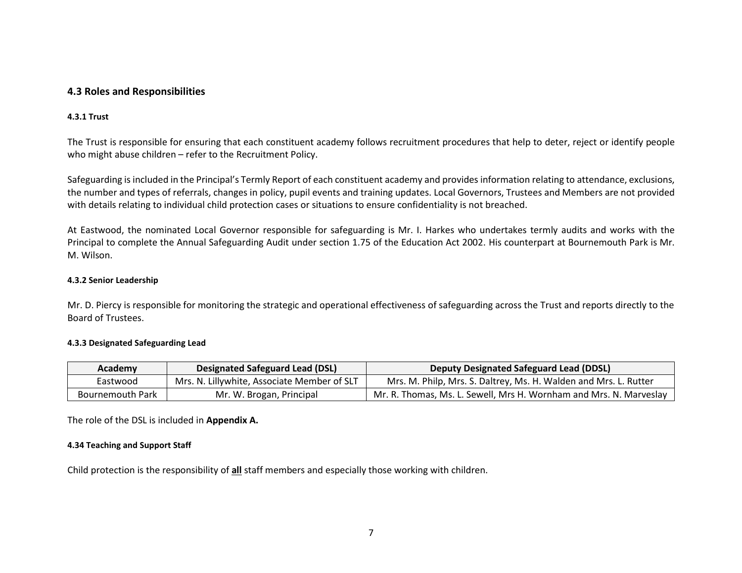## 4.3 Roles and Responsibilities

#### 4.3.1 Trust

The Trust is responsible for ensuring that each constituent academy follows recruitment procedures that help to deter, reject or identify people who might abuse children – refer to the Recruitment Policy.

Safeguarding is included in the Principal's Termly Report of each constituent academy and provides information relating to attendance, exclusions, the number and types of referrals, changes in policy, pupil events and training updates. Local Governors, Trustees and Members are not provided with details relating to individual child protection cases or situations to ensure confidentiality is not breached.

At Eastwood, the nominated Local Governor responsible for safeguarding is Mr. I. Harkes who undertakes termly audits and works with the Principal to complete the Annual Safeguarding Audit under section 1.75 of the Education Act 2002. His counterpart at Bournemouth Park is Mr. M. Wilson.

#### 4.3.2 Senior Leadership

Mr. D. Piercy is responsible for monitoring the strategic and operational effectiveness of safeguarding across the Trust and reports directly to the Board of Trustees.

#### 4.3.3 Designated Safeguarding Lead

| Academy | Designated Safeguard Lead (DSL) | Deputy Designated Safeguard Lead (DDSL) |
|---|---|---|
| Eastwood | Mrs. N. Lillywhite, Associate Member of SLT | Mrs. M. Philp, Mrs. S. Daltrey, Ms. H. Walden and Mrs. L. Rutter |
| Bournemouth Park | Mr. W. Brogan, Principal | Mr. R. Thomas, Ms. L. Sewell, Mrs H. Wornham and Mrs. N. Marveslay |

The role of the DSL is included in **Appendix A.**

#### 4.34 Teaching and Support Staff

Child protection is the responsibility of **all** staff members and especially those working with children.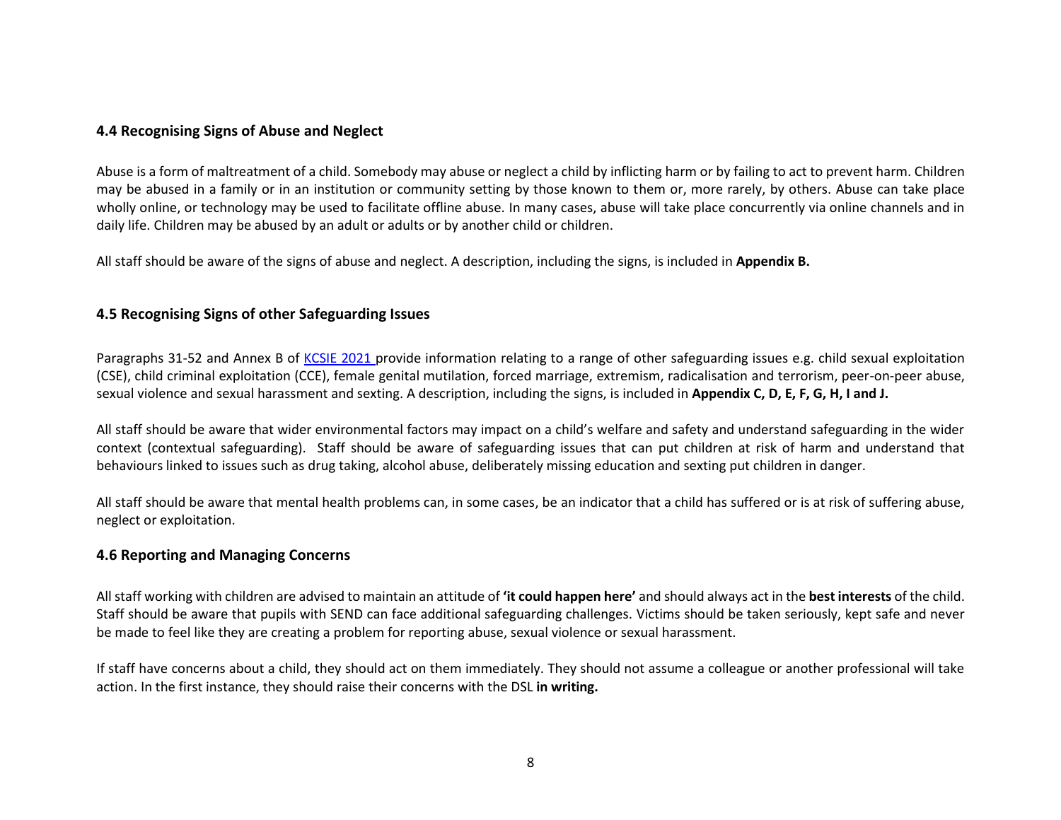### 4.4 Recognising Signs of Abuse and Neglect

Abuse is a form of maltreatment of a child. Somebody may abuse or neglect a child by inflicting harm or by failing to act to prevent harm. Children may be abused in a family or in an institution or community setting by those known to them or, more rarely, by others. Abuse can take place wholly online, or technology may be used to facilitate offline abuse. In many cases, abuse will take place concurrently via online channels and in daily life. Children may be abused by an adult or adults or by another child or children.

All staff should be aware of the signs of abuse and neglect. A description, including the signs, is included in **Appendix B.**

### 4.5 Recognising Signs of other Safeguarding Issues

Paragraphs 31-52 and Annex B of [KCSIE 2021](KCSIE 2021) provide information relating to a range of other safeguarding issues e.g. child sexual exploitation (CSE), child criminal exploitation (CCE), female genital mutilation, forced marriage, extremism, radicalisation and terrorism, peer-on-peer abuse, sexual violence and sexual harassment and sexting. A description, including the signs, is included in **Appendix C, D, E, F, G, H, I and J.**

All staff should be aware that wider environmental factors may impact on a child's welfare and safety and understand safeguarding in the wider context (contextual safeguarding). Staff should be aware of safeguarding issues that can put children at risk of harm and understand that behaviours linked to issues such as drug taking, alcohol abuse, deliberately missing education and sexting put children in danger.

All staff should be aware that mental health problems can, in some cases, be an indicator that a child has suffered or is at risk of suffering abuse, neglect or exploitation.

### 4.6 Reporting and Managing Concerns

All staff working with children are advised to maintain an attitude of **'it could happen here'** and should always act in the **best interests** of the child. Staff should be aware that pupils with SEND can face additional safeguarding challenges. Victims should be taken seriously, kept safe and never be made to feel like they are creating a problem for reporting abuse, sexual violence or sexual harassment.

If staff have concerns about a child, they should act on them immediately. They should not assume a colleague or another professional will take action. In the first instance, they should raise their concerns with the DSL **in writing.**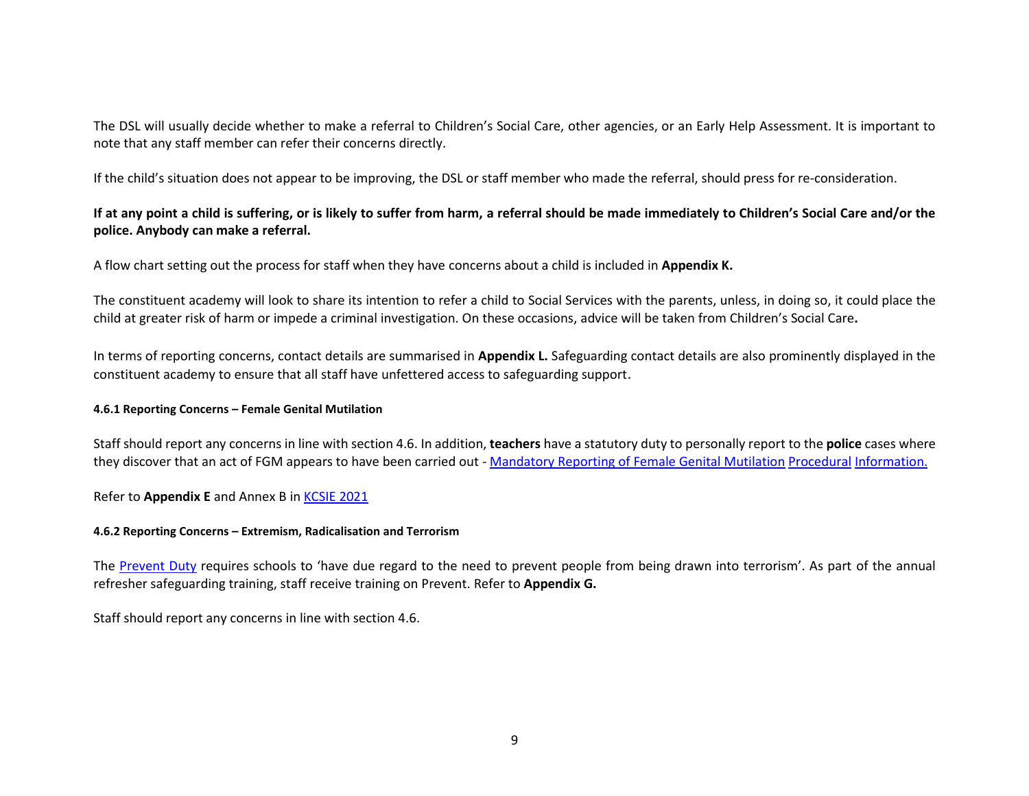The DSL will usually decide whether to make a referral to Children's Social Care, other agencies, or an Early Help Assessment. It is important to note that any staff member can refer their concerns directly.

If the child's situation does not appear to be improving, the DSL or staff member who made the referral, should press for re-consideration.

**If at any point a child is suffering, or is likely to suffer from harm, a referral should be made immediately to Children's Social Care and/or the police. Anybody can make a referral.**

A flow chart setting out the process for staff when they have concerns about a child is included in **Appendix K.**

The constituent academy will look to share its intention to refer a child to Social Services with the parents, unless, in doing so, it could place the child at greater risk of harm or impede a criminal investigation. On these occasions, advice will be taken from Children's Social Care**.**

In terms of reporting concerns, contact details are summarised in **Appendix L.** Safeguarding contact details are also prominently displayed in the constituent academy to ensure that all staff have unfettered access to safeguarding support.

#### 4.6.1 Reporting Concerns – Female Genital Mutilation

Staff should report any concerns in line with section 4.6. In addition, **teachers** have a statutory duty to personally report to the **police** cases where they discover that an act of FGM appears to have been carried out - Mandatory Reporting of Female Genital Mutilation Procedural Information.

Refer to **Appendix E** and Annex B in KCSIE 2021

#### 4.6.2 Reporting Concerns – Extremism, Radicalisation and Terrorism

The Prevent Duty requires schools to 'have due regard to the need to prevent people from being drawn into terrorism'. As part of the annual refresher safeguarding training, staff receive training on Prevent. Refer to **Appendix G.**

Staff should report any concerns in line with section 4.6.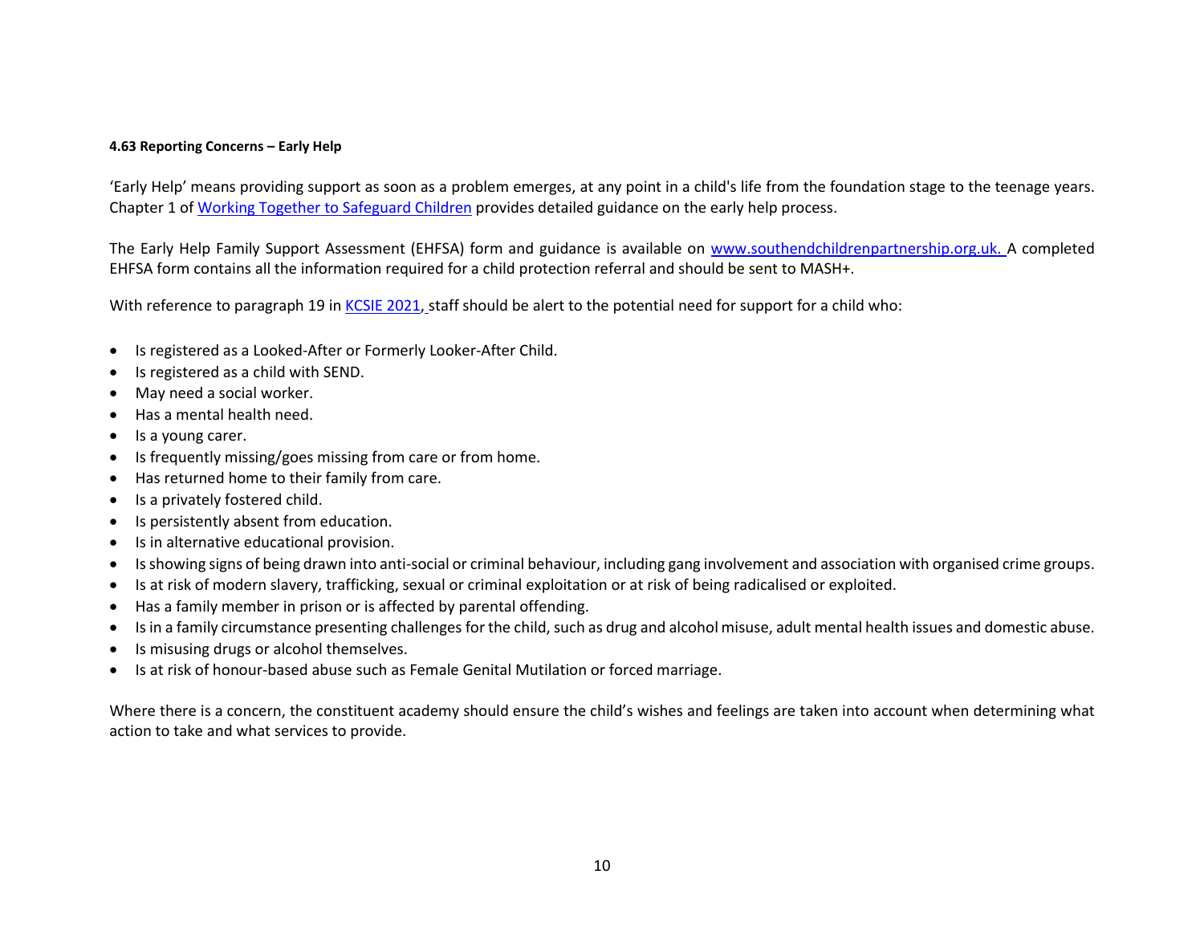#### 4.63 Reporting Concerns – Early Help

'Early Help' means providing support as soon as a problem emerges, at any point in a child's life from the foundation stage to the teenage years. Chapter 1 of [Working Together to Safeguard Children](Working Together to Safeguard Children) provides detailed guidance on the early help process.

The Early Help Family Support Assessment (EHFSA) form and guidance is available on [www.southendchildrenpartnership.org.uk.](www.southendchildrenpartnership.org.uk) A completed EHFSA form contains all the information required for a child protection referral and should be sent to MASH+.

With reference to paragraph 19 in [KCSIE 2021](KCSIE 2021), staff should be alert to the potential need for support for a child who:

- Is registered as a Looked-After or Formerly Looker-After Child.
- Is registered as a child with SEND.
- May need a social worker.
- Has a mental health need.
- Is a young carer.
- Is frequently missing/goes missing from care or from home.
- Has returned home to their family from care.
- Is a privately fostered child.
- Is persistently absent from education.
- Is in alternative educational provision.
- Is showing signs of being drawn into anti-social or criminal behaviour, including gang involvement and association with organised crime groups.
- Is at risk of modern slavery, trafficking, sexual or criminal exploitation or at risk of being radicalised or exploited.
- Has a family member in prison or is affected by parental offending.
- Is in a family circumstance presenting challenges for the child, such as drug and alcohol misuse, adult mental health issues and domestic abuse.
- Is misusing drugs or alcohol themselves.
- Is at risk of honour-based abuse such as Female Genital Mutilation or forced marriage.

Where there is a concern, the constituent academy should ensure the child's wishes and feelings are taken into account when determining what action to take and what services to provide.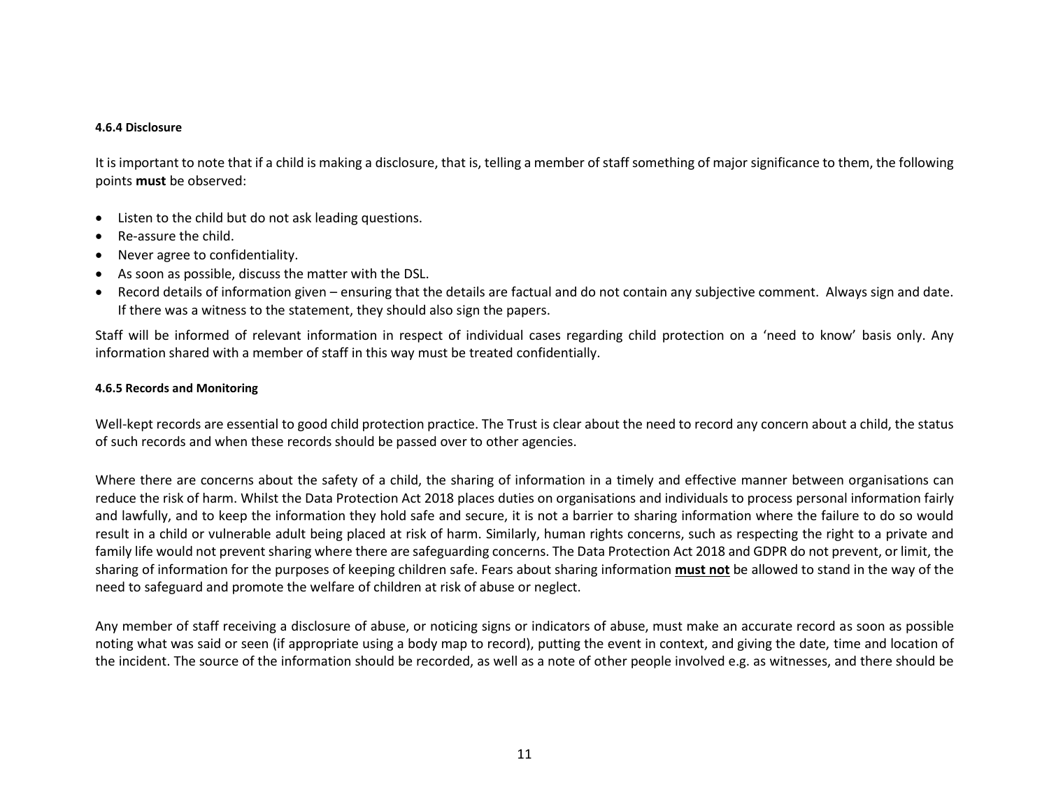#### 4.6.4 Disclosure

It is important to note that if a child is making a disclosure, that is, telling a member of staff something of major significance to them, the following points **must** be observed:

- Listen to the child but do not ask leading questions.
- Re-assure the child.
- Never agree to confidentiality.
- As soon as possible, discuss the matter with the DSL.
- Record details of information given – ensuring that the details are factual and do not contain any subjective comment. Always sign and date. If there was a witness to the statement, they should also sign the papers.

Staff will be informed of relevant information in respect of individual cases regarding child protection on a 'need to know' basis only. Any information shared with a member of staff in this way must be treated confidentially.

#### 4.6.5 Records and Monitoring

Well-kept records are essential to good child protection practice. The Trust is clear about the need to record any concern about a child, the status of such records and when these records should be passed over to other agencies.

Where there are concerns about the safety of a child, the sharing of information in a timely and effective manner between organisations can reduce the risk of harm. Whilst the Data Protection Act 2018 places duties on organisations and individuals to process personal information fairly and lawfully, and to keep the information they hold safe and secure, it is not a barrier to sharing information where the failure to do so would result in a child or vulnerable adult being placed at risk of harm. Similarly, human rights concerns, such as respecting the right to a private and family life would not prevent sharing where there are safeguarding concerns. The Data Protection Act 2018 and GDPR do not prevent, or limit, the sharing of information for the purposes of keeping children safe. Fears about sharing information **<u>must not</u>** be allowed to stand in the way of the need to safeguard and promote the welfare of children at risk of abuse or neglect.

Any member of staff receiving a disclosure of abuse, or noticing signs or indicators of abuse, must make an accurate record as soon as possible noting what was said or seen (if appropriate using a body map to record), putting the event in context, and giving the date, time and location of the incident. The source of the information should be recorded, as well as a note of other people involved e.g. as witnesses, and there should be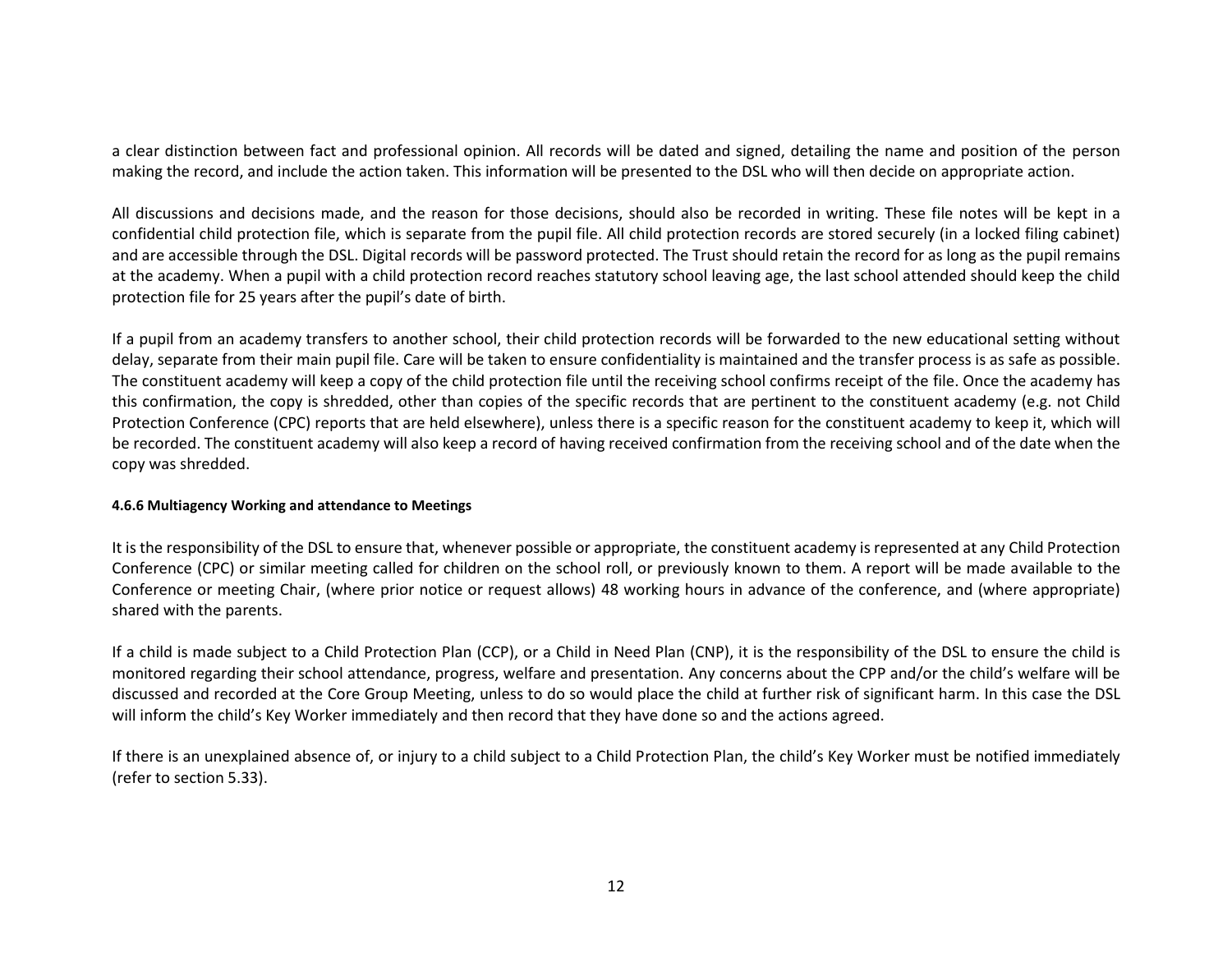a clear distinction between fact and professional opinion. All records will be dated and signed, detailing the name and position of the person making the record, and include the action taken. This information will be presented to the DSL who will then decide on appropriate action.

All discussions and decisions made, and the reason for those decisions, should also be recorded in writing. These file notes will be kept in a confidential child protection file, which is separate from the pupil file. All child protection records are stored securely (in a locked filing cabinet) and are accessible through the DSL. Digital records will be password protected. The Trust should retain the record for as long as the pupil remains at the academy. When a pupil with a child protection record reaches statutory school leaving age, the last school attended should keep the child protection file for 25 years after the pupil's date of birth.

If a pupil from an academy transfers to another school, their child protection records will be forwarded to the new educational setting without delay, separate from their main pupil file. Care will be taken to ensure confidentiality is maintained and the transfer process is as safe as possible. The constituent academy will keep a copy of the child protection file until the receiving school confirms receipt of the file. Once the academy has this confirmation, the copy is shredded, other than copies of the specific records that are pertinent to the constituent academy (e.g. not Child Protection Conference (CPC) reports that are held elsewhere), unless there is a specific reason for the constituent academy to keep it, which will be recorded. The constituent academy will also keep a record of having received confirmation from the receiving school and of the date when the copy was shredded.

#### 4.6.6 Multiagency Working and attendance to Meetings

It is the responsibility of the DSL to ensure that, whenever possible or appropriate, the constituent academy is represented at any Child Protection Conference (CPC) or similar meeting called for children on the school roll, or previously known to them. A report will be made available to the Conference or meeting Chair, (where prior notice or request allows) 48 working hours in advance of the conference, and (where appropriate) shared with the parents.

If a child is made subject to a Child Protection Plan (CCP), or a Child in Need Plan (CNP), it is the responsibility of the DSL to ensure the child is monitored regarding their school attendance, progress, welfare and presentation. Any concerns about the CPP and/or the child's welfare will be discussed and recorded at the Core Group Meeting, unless to do so would place the child at further risk of significant harm. In this case the DSL will inform the child's Key Worker immediately and then record that they have done so and the actions agreed.

If there is an unexplained absence of, or injury to a child subject to a Child Protection Plan, the child's Key Worker must be notified immediately (refer to section 5.33).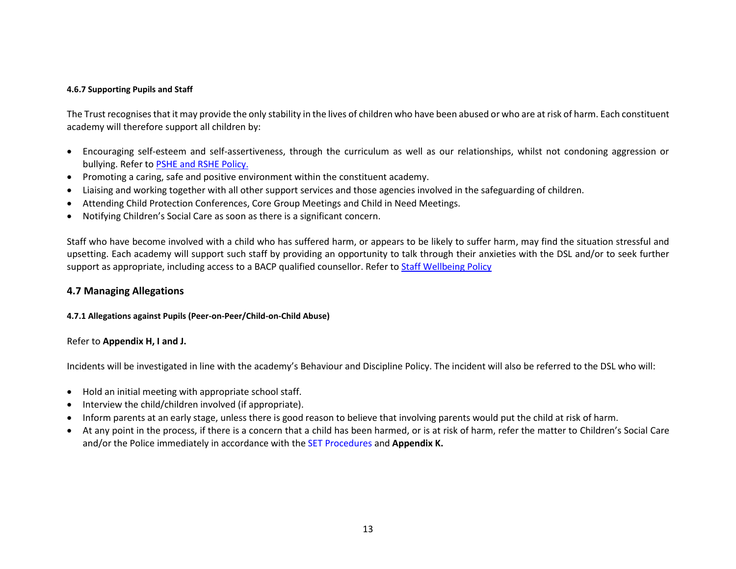#### 4.6.7 Supporting Pupils and Staff

The Trust recognises that it may provide the only stability in the lives of children who have been abused or who are at risk of harm. Each constituent academy will therefore support all children by:

- Encouraging self-esteem and self-assertiveness, through the curriculum as well as our relationships, whilst not condoning aggression or bullying. Refer to [PSHE and RSHE Policy.]()
- Promoting a caring, safe and positive environment within the constituent academy.
- Liaising and working together with all other support services and those agencies involved in the safeguarding of children.
- Attending Child Protection Conferences, Core Group Meetings and Child in Need Meetings.
- Notifying Children's Social Care as soon as there is a significant concern.

Staff who have become involved with a child who has suffered harm, or appears to be likely to suffer harm, may find the situation stressful and upsetting. Each academy will support such staff by providing an opportunity to talk through their anxieties with the DSL and/or to seek further support as appropriate, including access to a BACP qualified counsellor. Refer to [Staff Wellbeing Policy]()

### 4.7 Managing Allegations

#### 4.7.1 Allegations against Pupils (Peer-on-Peer/Child-on-Child Abuse)

Refer to **Appendix H, I and J.**

Incidents will be investigated in line with the academy's Behaviour and Discipline Policy. The incident will also be referred to the DSL who will:

- Hold an initial meeting with appropriate school staff.
- Interview the child/children involved (if appropriate).
- Inform parents at an early stage, unless there is good reason to believe that involving parents would put the child at risk of harm.
- At any point in the process, if there is a concern that a child has been harmed, or is at risk of harm, refer the matter to Children's Social Care and/or the Police immediately in accordance with the SET Procedures and **Appendix K.**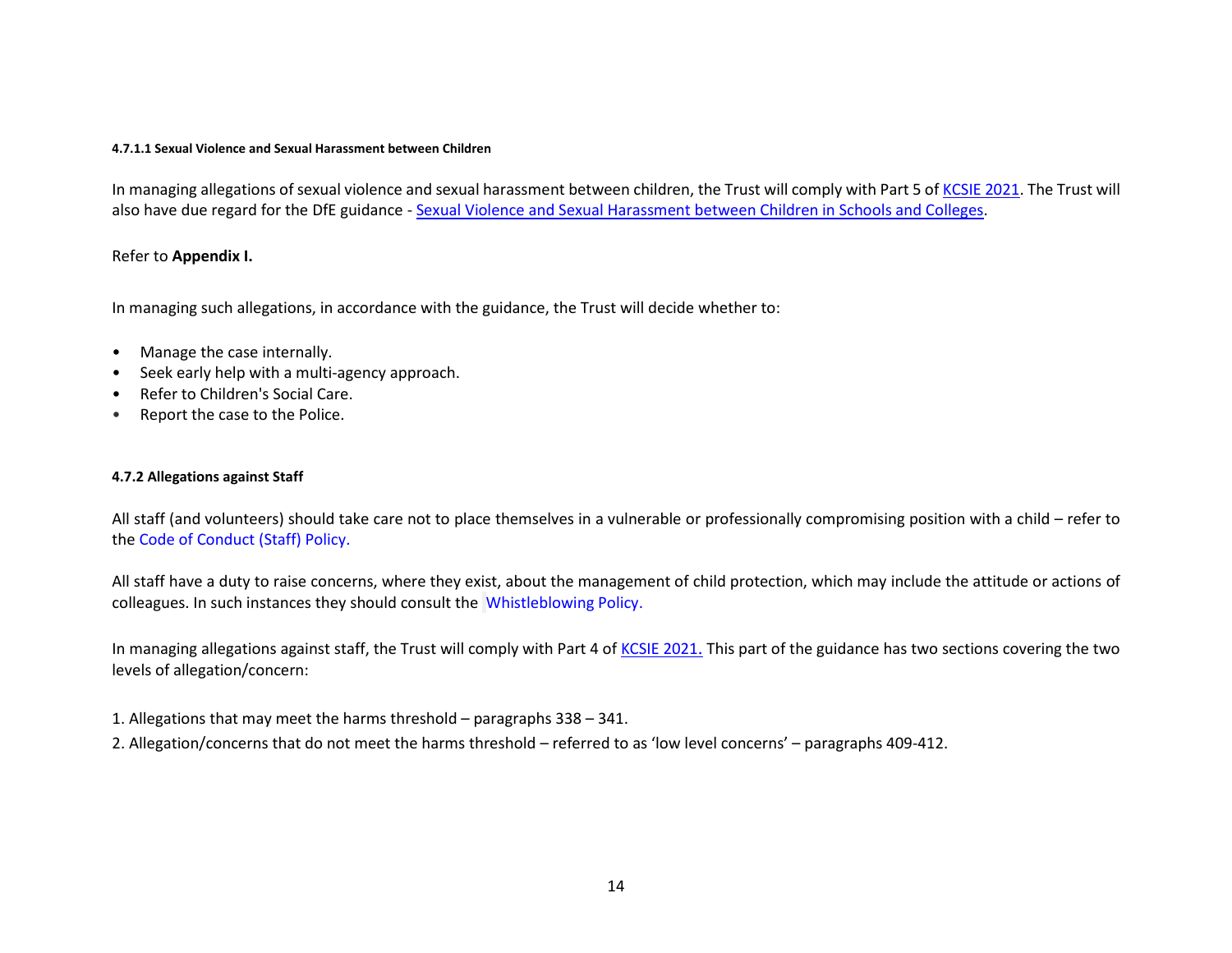#### 4.7.1.1 Sexual Violence and Sexual Harassment between Children

In managing allegations of sexual violence and sexual harassment between children, the Trust will comply with Part 5 of KCSIE 2021. The Trust will also have due regard for the DfE guidance - Sexual Violence and Sexual Harassment between Children in Schools and Colleges.

Refer to **Appendix I.**

In managing such allegations, in accordance with the guidance, the Trust will decide whether to:

- Manage the case internally.
- Seek early help with a multi-agency approach.
- Refer to Children's Social Care.
- Report the case to the Police.

#### 4.7.2 Allegations against Staff

All staff (and volunteers) should take care not to place themselves in a vulnerable or professionally compromising position with a child – refer to the Code of Conduct (Staff) Policy.

All staff have a duty to raise concerns, where they exist, about the management of child protection, which may include the attitude or actions of colleagues. In such instances they should consult the Whistleblowing Policy.

In managing allegations against staff, the Trust will comply with Part 4 of KCSIE 2021. This part of the guidance has two sections covering the two levels of allegation/concern:

1. Allegations that may meet the harms threshold – paragraphs 338 – 341.
2. Allegation/concerns that do not meet the harms threshold – referred to as 'low level concerns' – paragraphs 409-412.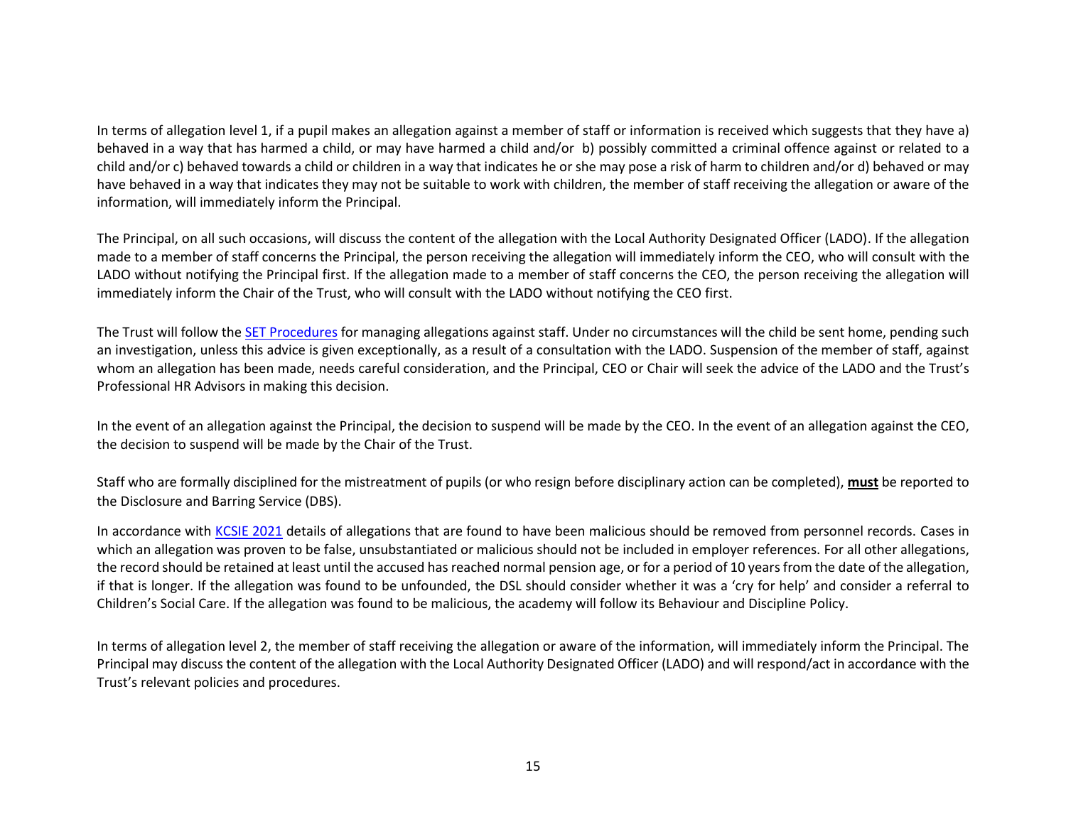In terms of allegation level 1, if a pupil makes an allegation against a member of staff or information is received which suggests that they have a) behaved in a way that has harmed a child, or may have harmed a child and/or b) possibly committed a criminal offence against or related to a child and/or c) behaved towards a child or children in a way that indicates he or she may pose a risk of harm to children and/or d) behaved or may have behaved in a way that indicates they may not be suitable to work with children, the member of staff receiving the allegation or aware of the information, will immediately inform the Principal.

The Principal, on all such occasions, will discuss the content of the allegation with the Local Authority Designated Officer (LADO). If the allegation made to a member of staff concerns the Principal, the person receiving the allegation will immediately inform the CEO, who will consult with the LADO without notifying the Principal first. If the allegation made to a member of staff concerns the CEO, the person receiving the allegation will immediately inform the Chair of the Trust, who will consult with the LADO without notifying the CEO first.

The Trust will follow the SET Procedures for managing allegations against staff. Under no circumstances will the child be sent home, pending such an investigation, unless this advice is given exceptionally, as a result of a consultation with the LADO. Suspension of the member of staff, against whom an allegation has been made, needs careful consideration, and the Principal, CEO or Chair will seek the advice of the LADO and the Trust's Professional HR Advisors in making this decision.

In the event of an allegation against the Principal, the decision to suspend will be made by the CEO. In the event of an allegation against the CEO, the decision to suspend will be made by the Chair of the Trust.

Staff who are formally disciplined for the mistreatment of pupils (or who resign before disciplinary action can be completed), **must** be reported to the Disclosure and Barring Service (DBS).

In accordance with KCSIE 2021 details of allegations that are found to have been malicious should be removed from personnel records. Cases in which an allegation was proven to be false, unsubstantiated or malicious should not be included in employer references. For all other allegations, the record should be retained at least until the accused has reached normal pension age, or for a period of 10 years from the date of the allegation, if that is longer. If the allegation was found to be unfounded, the DSL should consider whether it was a 'cry for help' and consider a referral to Children's Social Care. If the allegation was found to be malicious, the academy will follow its Behaviour and Discipline Policy.

In terms of allegation level 2, the member of staff receiving the allegation or aware of the information, will immediately inform the Principal. The Principal may discuss the content of the allegation with the Local Authority Designated Officer (LADO) and will respond/act in accordance with the Trust's relevant policies and procedures.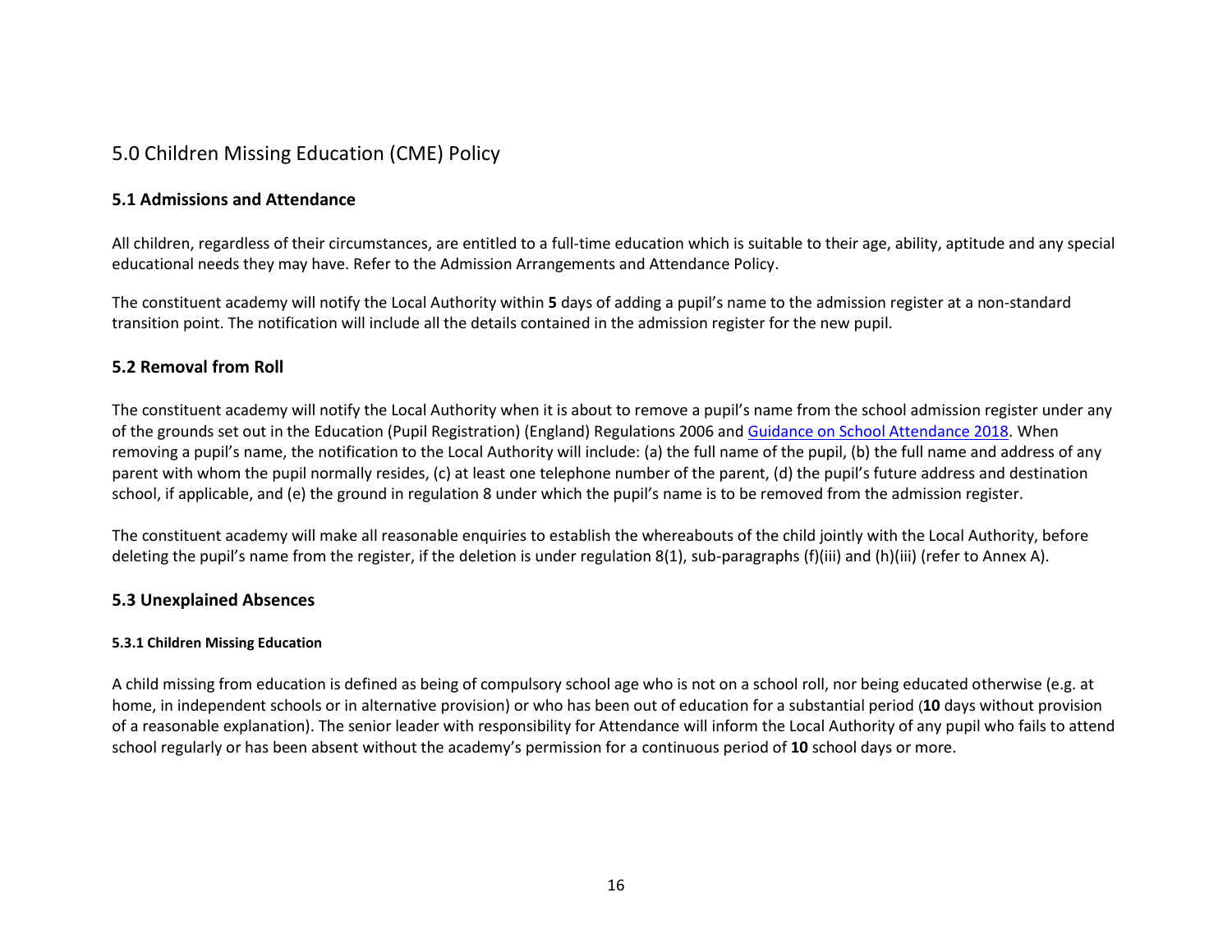## 5.0 Children Missing Education (CME) Policy

### 5.1 Admissions and Attendance

All children, regardless of their circumstances, are entitled to a full-time education which is suitable to their age, ability, aptitude and any special educational needs they may have. Refer to the Admission Arrangements and Attendance Policy.

The constituent academy will notify the Local Authority within **5** days of adding a pupil's name to the admission register at a non-standard transition point. The notification will include all the details contained in the admission register for the new pupil.

### 5.2 Removal from Roll

The constituent academy will notify the Local Authority when it is about to remove a pupil's name from the school admission register under any of the grounds set out in the Education (Pupil Registration) (England) Regulations 2006 and Guidance on School Attendance 2018. When removing a pupil's name, the notification to the Local Authority will include: (a) the full name of the pupil, (b) the full name and address of any parent with whom the pupil normally resides, (c) at least one telephone number of the parent, (d) the pupil's future address and destination school, if applicable, and (e) the ground in regulation 8 under which the pupil's name is to be removed from the admission register.

The constituent academy will make all reasonable enquiries to establish the whereabouts of the child jointly with the Local Authority, before deleting the pupil's name from the register, if the deletion is under regulation 8(1), sub-paragraphs (f)(iii) and (h)(iii) (refer to Annex A).

### 5.3 Unexplained Absences

#### 5.3.1 Children Missing Education

A child missing from education is defined as being of compulsory school age who is not on a school roll, nor being educated otherwise (e.g. at home, in independent schools or in alternative provision) or who has been out of education for a substantial period (**10** days without provision of a reasonable explanation). The senior leader with responsibility for Attendance will inform the Local Authority of any pupil who fails to attend school regularly or has been absent without the academy's permission for a continuous period of **10** school days or more.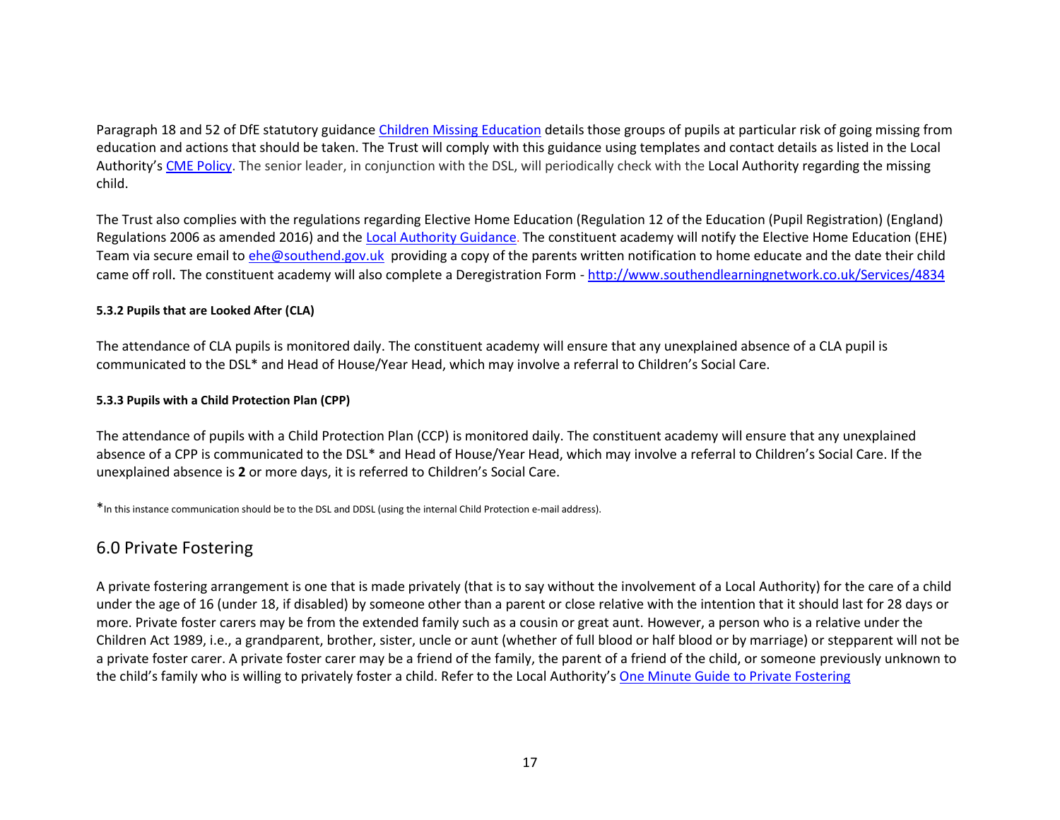Paragraph 18 and 52 of DfE statutory guidance [Children Missing Education](#) details those groups of pupils at particular risk of going missing from education and actions that should be taken. The Trust will comply with this guidance using templates and contact details as listed in the Local Authority's [CME Policy](#). The senior leader, in conjunction with the DSL, will periodically check with the Local Authority regarding the missing child.

The Trust also complies with the regulations regarding Elective Home Education (Regulation 12 of the Education (Pupil Registration) (England) Regulations 2006 as amended 2016) and the [Local Authority Guidance](#). The constituent academy will notify the Elective Home Education (EHE) Team via secure email to ehe@southend.gov.uk providing a copy of the parents written notification to home educate and the date their child came off roll. The constituent academy will also complete a Deregistration Form - http://www.southendlearningnetwork.co.uk/Services/4834

#### 5.3.2 Pupils that are Looked After (CLA)

The attendance of CLA pupils is monitored daily. The constituent academy will ensure that any unexplained absence of a CLA pupil is communicated to the DSL* and Head of House/Year Head, which may involve a referral to Children's Social Care.

#### 5.3.3 Pupils with a Child Protection Plan (CPP)

The attendance of pupils with a Child Protection Plan (CCP) is monitored daily. The constituent academy will ensure that any unexplained absence of a CPP is communicated to the DSL* and Head of House/Year Head, which may involve a referral to Children's Social Care. If the unexplained absence is **2** or more days, it is referred to Children's Social Care.

*In this instance communication should be to the DSL and DDSL (using the internal Child Protection e-mail address).

## 6.0 Private Fostering

A private fostering arrangement is one that is made privately (that is to say without the involvement of a Local Authority) for the care of a child under the age of 16 (under 18, if disabled) by someone other than a parent or close relative with the intention that it should last for 28 days or more. Private foster carers may be from the extended family such as a cousin or great aunt. However, a person who is a relative under the Children Act 1989, i.e., a grandparent, brother, sister, uncle or aunt (whether of full blood or half blood or by marriage) or stepparent will not be a private foster carer. A private foster carer may be a friend of the family, the parent of a friend of the child, or someone previously unknown to the child's family who is willing to privately foster a child. Refer to the Local Authority's [One Minute Guide to Private Fostering](#)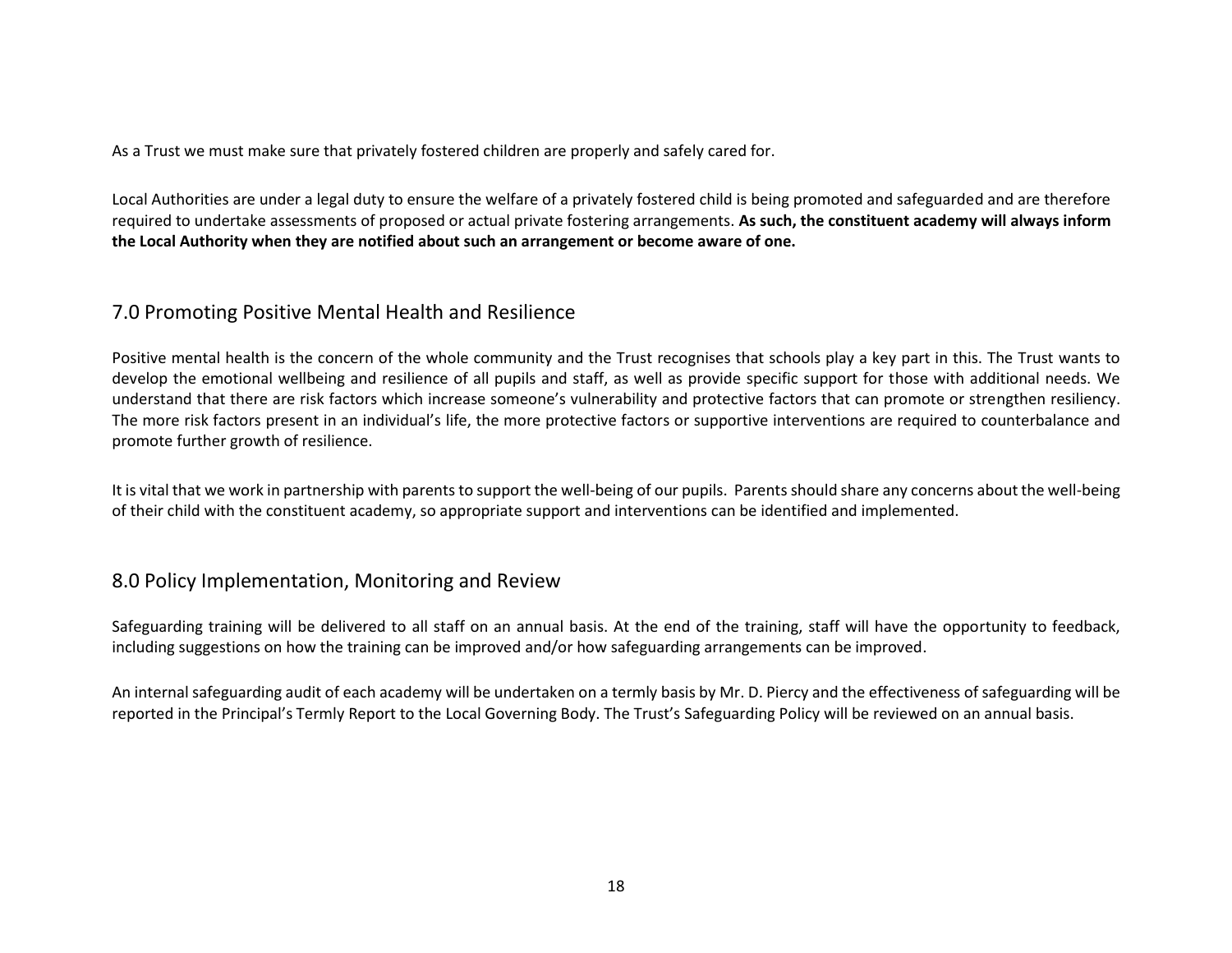As a Trust we must make sure that privately fostered children are properly and safely cared for.

Local Authorities are under a legal duty to ensure the welfare of a privately fostered child is being promoted and safeguarded and are therefore required to undertake assessments of proposed or actual private fostering arrangements. **As such, the constituent academy will always inform the Local Authority when they are notified about such an arrangement or become aware of one.**

## 7.0 Promoting Positive Mental Health and Resilience

Positive mental health is the concern of the whole community and the Trust recognises that schools play a key part in this. The Trust wants to develop the emotional wellbeing and resilience of all pupils and staff, as well as provide specific support for those with additional needs. We understand that there are risk factors which increase someone's vulnerability and protective factors that can promote or strengthen resiliency. The more risk factors present in an individual's life, the more protective factors or supportive interventions are required to counterbalance and promote further growth of resilience.

It is vital that we work in partnership with parents to support the well-being of our pupils. Parents should share any concerns about the well-being of their child with the constituent academy, so appropriate support and interventions can be identified and implemented.

## 8.0 Policy Implementation, Monitoring and Review

Safeguarding training will be delivered to all staff on an annual basis. At the end of the training, staff will have the opportunity to feedback, including suggestions on how the training can be improved and/or how safeguarding arrangements can be improved.

An internal safeguarding audit of each academy will be undertaken on a termly basis by Mr. D. Piercy and the effectiveness of safeguarding will be reported in the Principal's Termly Report to the Local Governing Body. The Trust's Safeguarding Policy will be reviewed on an annual basis.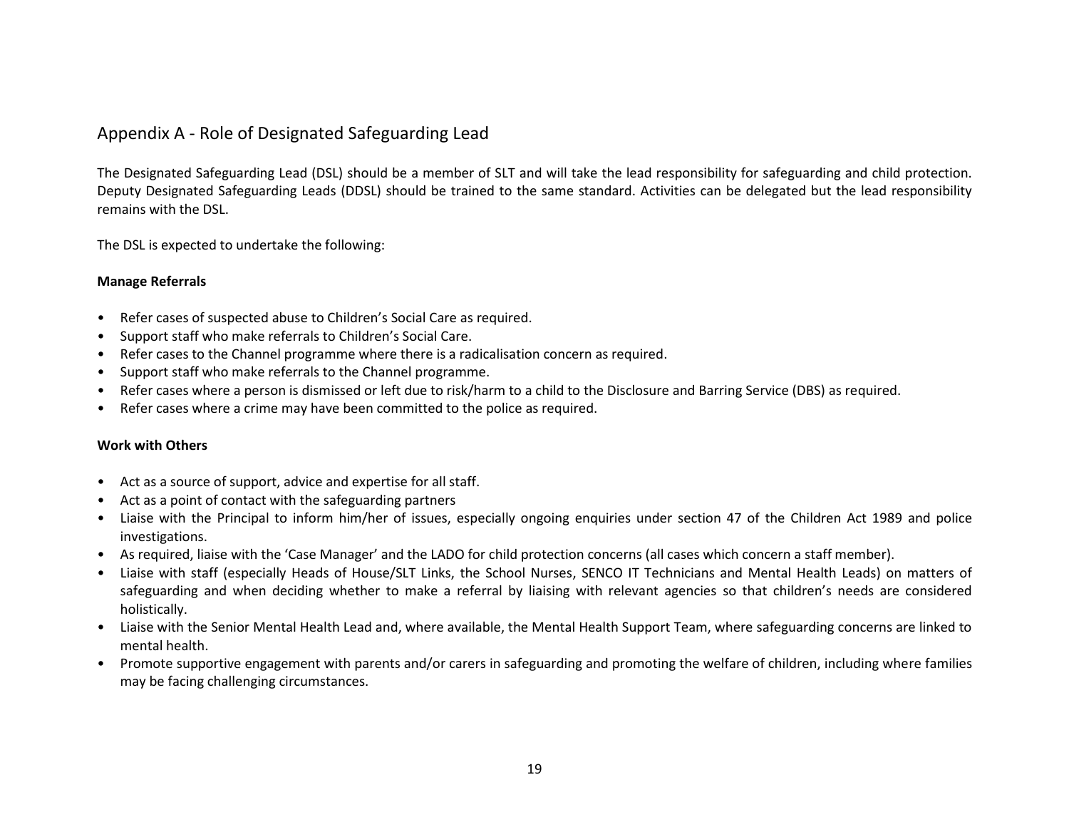## Appendix A - Role of Designated Safeguarding Lead

The Designated Safeguarding Lead (DSL) should be a member of SLT and will take the lead responsibility for safeguarding and child protection. Deputy Designated Safeguarding Leads (DDSL) should be trained to the same standard. Activities can be delegated but the lead responsibility remains with the DSL.

The DSL is expected to undertake the following:

**Manage Referrals**

- Refer cases of suspected abuse to Children's Social Care as required.
- Support staff who make referrals to Children's Social Care.
- Refer cases to the Channel programme where there is a radicalisation concern as required.
- Support staff who make referrals to the Channel programme.
- Refer cases where a person is dismissed or left due to risk/harm to a child to the Disclosure and Barring Service (DBS) as required.
- Refer cases where a crime may have been committed to the police as required.

**Work with Others**

- Act as a source of support, advice and expertise for all staff.
- Act as a point of contact with the safeguarding partners
- Liaise with the Principal to inform him/her of issues, especially ongoing enquiries under section 47 of the Children Act 1989 and police investigations.
- As required, liaise with the 'Case Manager' and the LADO for child protection concerns (all cases which concern a staff member).
- Liaise with staff (especially Heads of House/SLT Links, the School Nurses, SENCO IT Technicians and Mental Health Leads) on matters of safeguarding and when deciding whether to make a referral by liaising with relevant agencies so that children's needs are considered holistically.
- Liaise with the Senior Mental Health Lead and, where available, the Mental Health Support Team, where safeguarding concerns are linked to mental health.
- Promote supportive engagement with parents and/or carers in safeguarding and promoting the welfare of children, including where families may be facing challenging circumstances.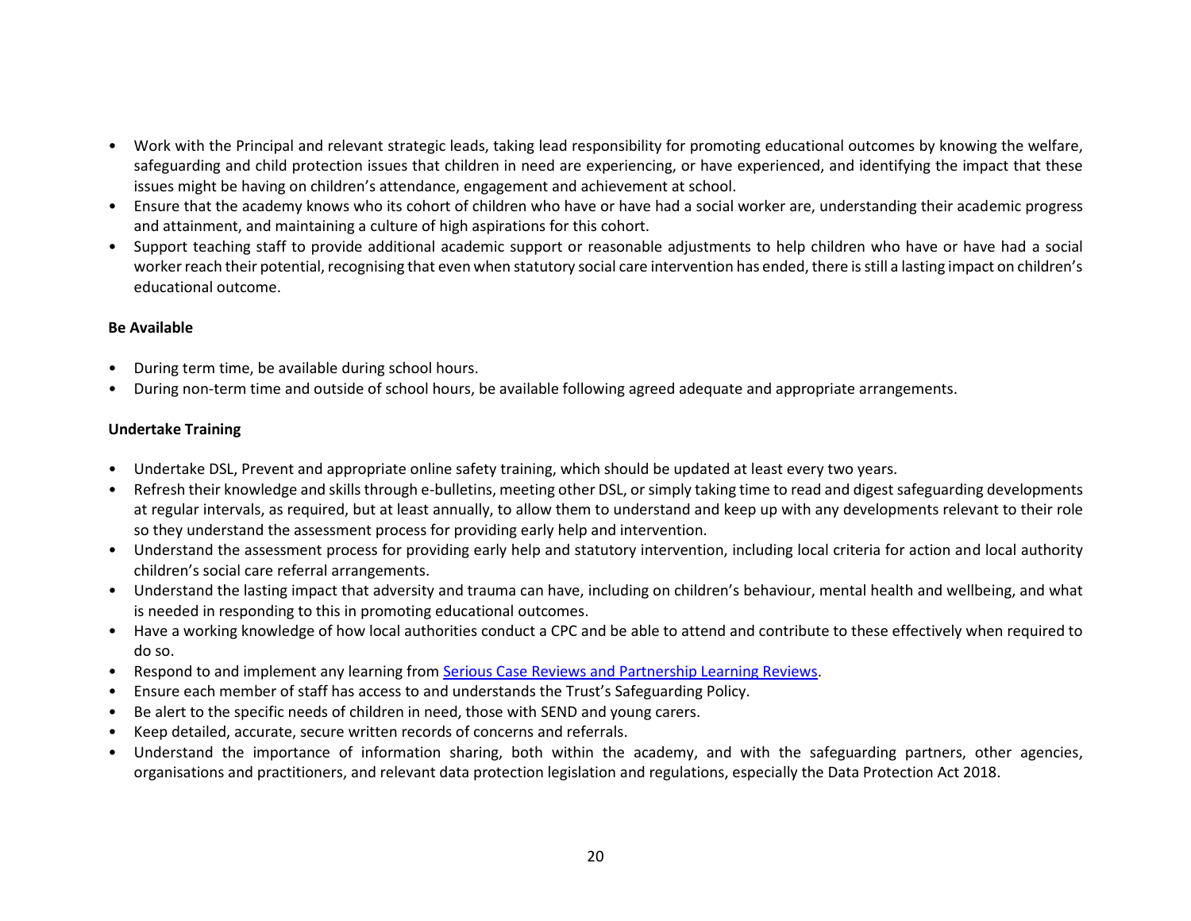- Work with the Principal and relevant strategic leads, taking lead responsibility for promoting educational outcomes by knowing the welfare, safeguarding and child protection issues that children in need are experiencing, or have experienced, and identifying the impact that these issues might be having on children's attendance, engagement and achievement at school.
- Ensure that the academy knows who its cohort of children who have or have had a social worker are, understanding their academic progress and attainment, and maintaining a culture of high aspirations for this cohort.
- Support teaching staff to provide additional academic support or reasonable adjustments to help children who have or have had a social worker reach their potential, recognising that even when statutory social care intervention has ended, there is still a lasting impact on children's educational outcome.

**Be Available**

- During term time, be available during school hours.
- During non-term time and outside of school hours, be available following agreed adequate and appropriate arrangements.

**Undertake Training**

- Undertake DSL, Prevent and appropriate online safety training, which should be updated at least every two years.
- Refresh their knowledge and skills through e-bulletins, meeting other DSL, or simply taking time to read and digest safeguarding developments at regular intervals, as required, but at least annually, to allow them to understand and keep up with any developments relevant to their role so they understand the assessment process for providing early help and intervention.
- Understand the assessment process for providing early help and statutory intervention, including local criteria for action and local authority children's social care referral arrangements.
- Understand the lasting impact that adversity and trauma can have, including on children's behaviour, mental health and wellbeing, and what is needed in responding to this in promoting educational outcomes.
- Have a working knowledge of how local authorities conduct a CPC and be able to attend and contribute to these effectively when required to do so.
- Respond to and implement any learning from [Serious Case Reviews and Partnership Learning Reviews](#).
- Ensure each member of staff has access to and understands the Trust's Safeguarding Policy.
- Be alert to the specific needs of children in need, those with SEND and young carers.
- Keep detailed, accurate, secure written records of concerns and referrals.
- Understand the importance of information sharing, both within the academy, and with the safeguarding partners, other agencies, organisations and practitioners, and relevant data protection legislation and regulations, especially the Data Protection Act 2018.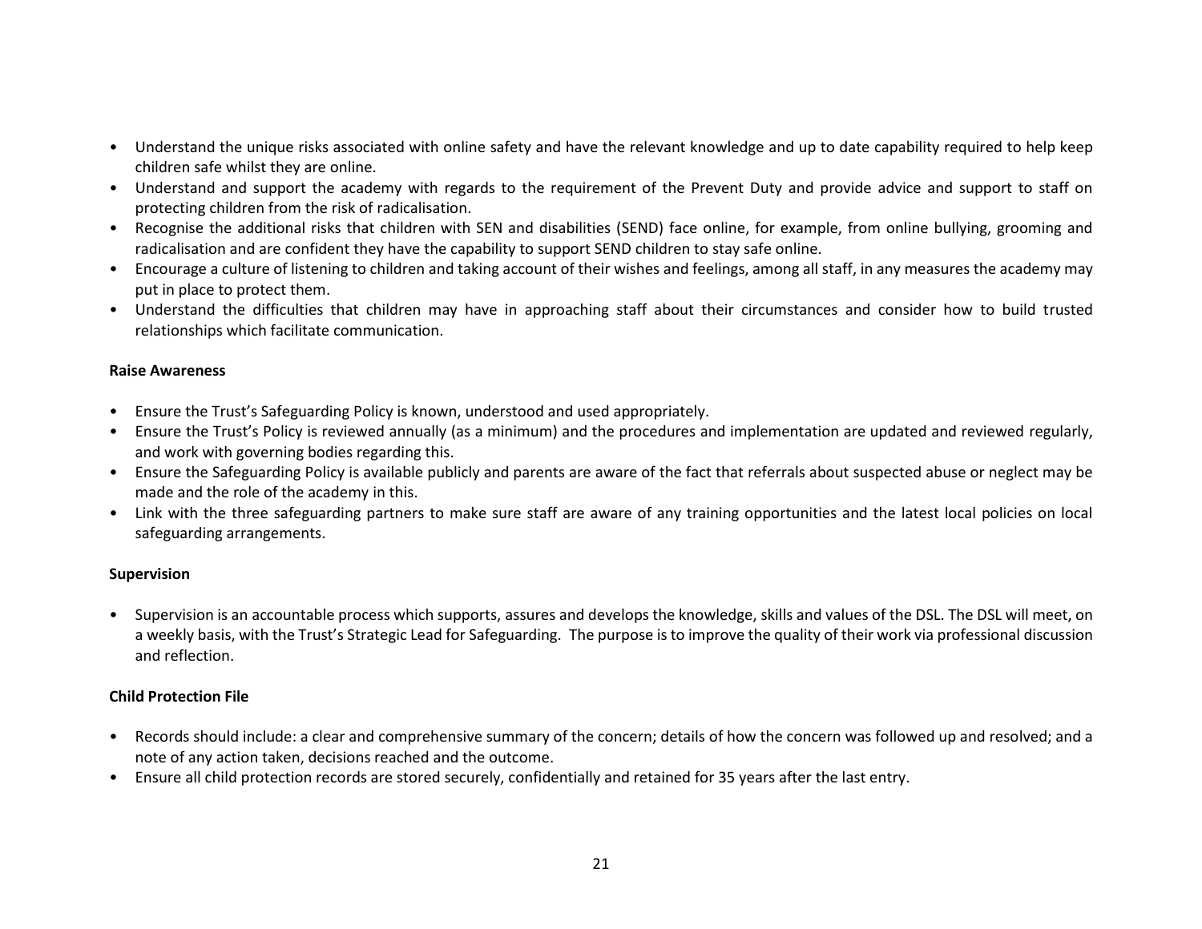- Understand the unique risks associated with online safety and have the relevant knowledge and up to date capability required to help keep children safe whilst they are online.
- Understand and support the academy with regards to the requirement of the Prevent Duty and provide advice and support to staff on protecting children from the risk of radicalisation.
- Recognise the additional risks that children with SEN and disabilities (SEND) face online, for example, from online bullying, grooming and radicalisation and are confident they have the capability to support SEND children to stay safe online.
- Encourage a culture of listening to children and taking account of their wishes and feelings, among all staff, in any measures the academy may put in place to protect them.
- Understand the difficulties that children may have in approaching staff about their circumstances and consider how to build trusted relationships which facilitate communication.

**Raise Awareness**

- Ensure the Trust's Safeguarding Policy is known, understood and used appropriately.
- Ensure the Trust's Policy is reviewed annually (as a minimum) and the procedures and implementation are updated and reviewed regularly, and work with governing bodies regarding this.
- Ensure the Safeguarding Policy is available publicly and parents are aware of the fact that referrals about suspected abuse or neglect may be made and the role of the academy in this.
- Link with the three safeguarding partners to make sure staff are aware of any training opportunities and the latest local policies on local safeguarding arrangements.

**Supervision**

- Supervision is an accountable process which supports, assures and develops the knowledge, skills and values of the DSL. The DSL will meet, on a weekly basis, with the Trust's Strategic Lead for Safeguarding. The purpose is to improve the quality of their work via professional discussion and reflection.

**Child Protection File**

- Records should include: a clear and comprehensive summary of the concern; details of how the concern was followed up and resolved; and a note of any action taken, decisions reached and the outcome.
- Ensure all child protection records are stored securely, confidentially and retained for 35 years after the last entry.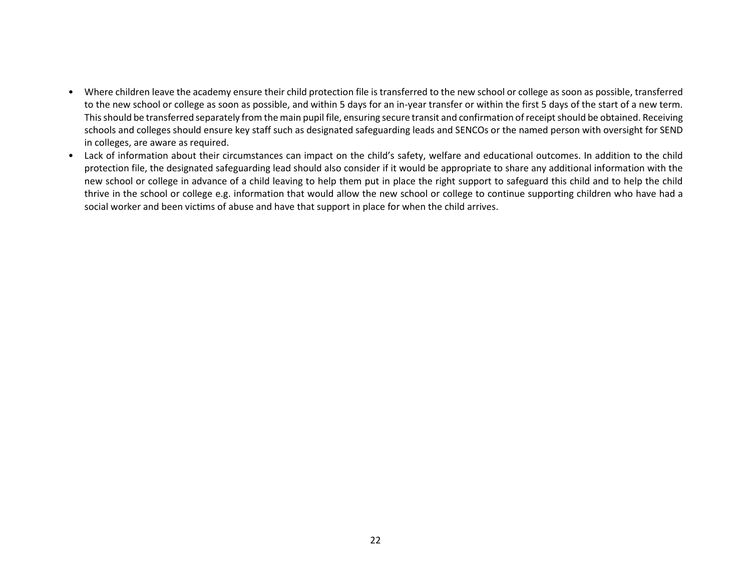- Where children leave the academy ensure their child protection file is transferred to the new school or college as soon as possible, transferred to the new school or college as soon as possible, and within 5 days for an in-year transfer or within the first 5 days of the start of a new term. This should be transferred separately from the main pupil file, ensuring secure transit and confirmation of receipt should be obtained. Receiving schools and colleges should ensure key staff such as designated safeguarding leads and SENCOs or the named person with oversight for SEND in colleges, are aware as required.
- Lack of information about their circumstances can impact on the child's safety, welfare and educational outcomes. In addition to the child protection file, the designated safeguarding lead should also consider if it would be appropriate to share any additional information with the new school or college in advance of a child leaving to help them put in place the right support to safeguard this child and to help the child thrive in the school or college e.g. information that would allow the new school or college to continue supporting children who have had a social worker and been victims of abuse and have that support in place for when the child arrives.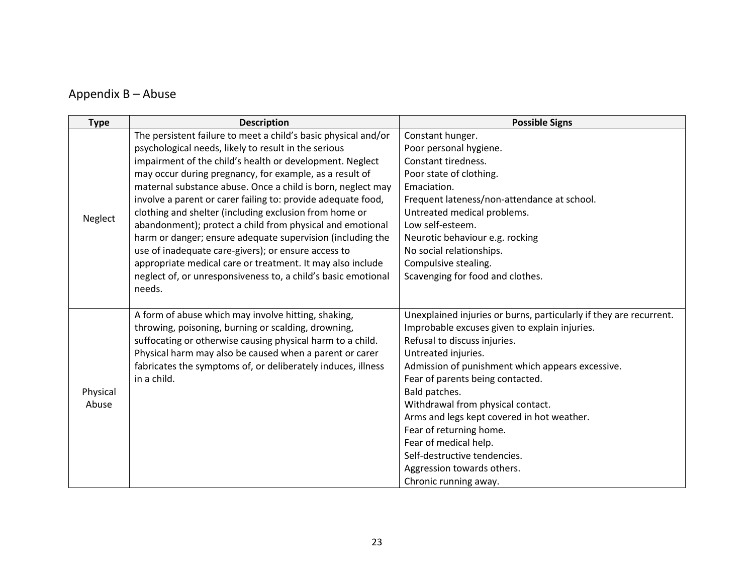## Appendix B – Abuse

| Type | Description | Possible Signs |
|---|---|---|
| Neglect | The persistent failure to meet a child's basic physical and/or psychological needs, likely to result in the serious impairment of the child's health or development. Neglect may occur during pregnancy, for example, as a result of maternal substance abuse. Once a child is born, neglect may involve a parent or carer failing to: provide adequate food, clothing and shelter (including exclusion from home or abandonment); protect a child from physical and emotional harm or danger; ensure adequate supervision (including the use of inadequate care-givers); or ensure access to appropriate medical care or treatment. It may also include neglect of, or unresponsiveness to, a child's basic emotional needs. | Constant hunger.<br>Poor personal hygiene.<br>Constant tiredness.<br>Poor state of clothing.<br>Emaciation.<br>Frequent lateness/non-attendance at school.<br>Untreated medical problems.<br>Low self-esteem.<br>Neurotic behaviour e.g. rocking<br>No social relationships.<br>Compulsive stealing.<br>Scavenging for food and clothes. |
| Physical Abuse | A form of abuse which may involve hitting, shaking, throwing, poisoning, burning or scalding, drowning, suffocating or otherwise causing physical harm to a child. Physical harm may also be caused when a parent or carer fabricates the symptoms of, or deliberately induces, illness in a child. | Unexplained injuries or burns, particularly if they are recurrent.<br>Improbable excuses given to explain injuries.<br>Refusal to discuss injuries.<br>Untreated injuries.<br>Admission of punishment which appears excessive.<br>Fear of parents being contacted.<br>Bald patches.<br>Withdrawal from physical contact.<br>Arms and legs kept covered in hot weather.<br>Fear of returning home.<br>Fear of medical help.<br>Self-destructive tendencies.<br>Aggression towards others.<br>Chronic running away. |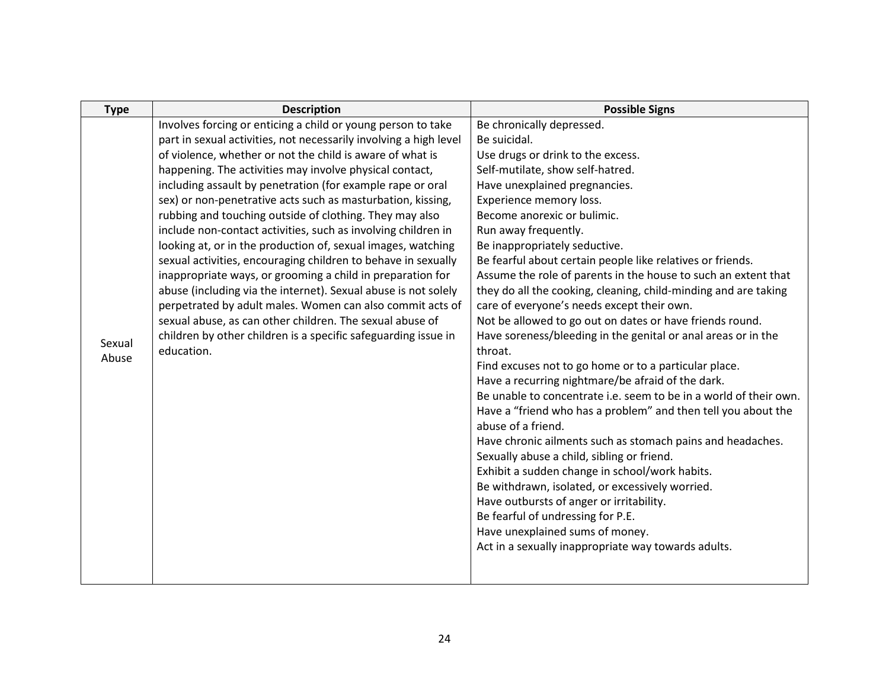| Type | Description | Possible Signs |
|---|---|---|
| Sexual Abuse | Involves forcing or enticing a child or young person to take part in sexual activities, not necessarily involving a high level of violence, whether or not the child is aware of what is happening. The activities may involve physical contact, including assault by penetration (for example rape or oral sex) or non-penetrative acts such as masturbation, kissing, rubbing and touching outside of clothing. They may also include non-contact activities, such as involving children in looking at, or in the production of, sexual images, watching sexual activities, encouraging children to behave in sexually inappropriate ways, or grooming a child in preparation for abuse (including via the internet). Sexual abuse is not solely perpetrated by adult males. Women can also commit acts of sexual abuse, as can other children. The sexual abuse of children by other children is a specific safeguarding issue in education. | Be chronically depressed.<br>Be suicidal.<br>Use drugs or drink to the excess.<br>Self-mutilate, show self-hatred.<br>Have unexplained pregnancies.<br>Experience memory loss.<br>Become anorexic or bulimic.<br>Run away frequently.<br>Be inappropriately seductive.<br>Be fearful about certain people like relatives or friends.<br>Assume the role of parents in the house to such an extent that they do all the cooking, cleaning, child-minding and are taking care of everyone's needs except their own.<br>Not be allowed to go out on dates or have friends round.<br>Have soreness/bleeding in the genital or anal areas or in the throat.<br>Find excuses not to go home or to a particular place.<br>Have a recurring nightmare/be afraid of the dark.<br>Be unable to concentrate i.e. seem to be in a world of their own.<br>Have a "friend who has a problem" and then tell you about the abuse of a friend.<br>Have chronic ailments such as stomach pains and headaches.<br>Sexually abuse a child, sibling or friend.<br>Exhibit a sudden change in school/work habits.<br>Be withdrawn, isolated, or excessively worried.<br>Have outbursts of anger or irritability.<br>Be fearful of undressing for P.E.<br>Have unexplained sums of money.<br>Act in a sexually inappropriate way towards adults. |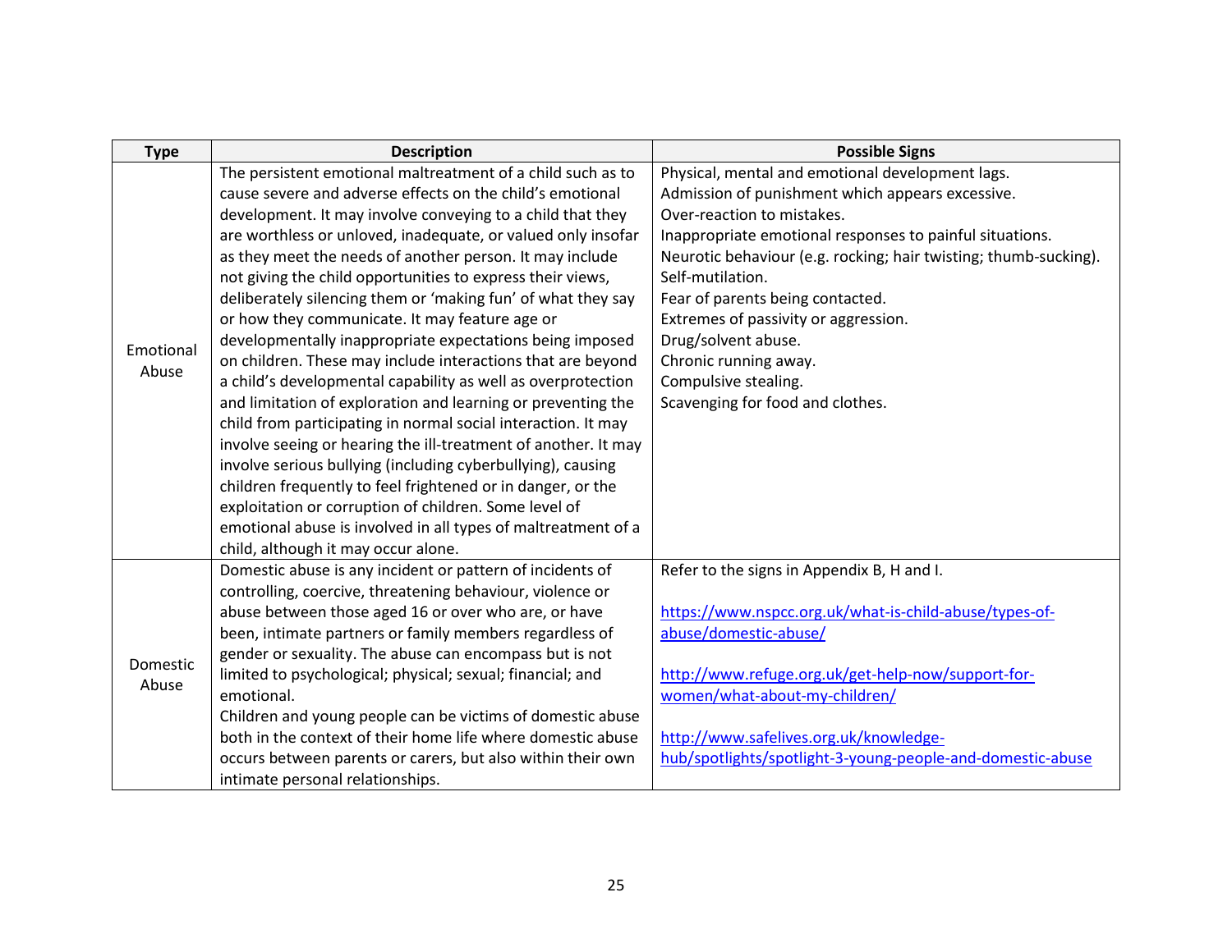| Type | Description | Possible Signs |
|---|---|---|
| Emotional Abuse | The persistent emotional maltreatment of a child such as to cause severe and adverse effects on the child's emotional development. It may involve conveying to a child that they are worthless or unloved, inadequate, or valued only insofar as they meet the needs of another person. It may include not giving the child opportunities to express their views, deliberately silencing them or 'making fun' of what they say or how they communicate. It may feature age or developmentally inappropriate expectations being imposed on children. These may include interactions that are beyond a child's developmental capability as well as overprotection and limitation of exploration and learning or preventing the child from participating in normal social interaction. It may involve seeing or hearing the ill-treatment of another. It may involve serious bullying (including cyberbullying), causing children frequently to feel frightened or in danger, or the exploitation or corruption of children. Some level of emotional abuse is involved in all types of maltreatment of a child, although it may occur alone. | Physical, mental and emotional development lags.<br>Admission of punishment which appears excessive.<br>Over-reaction to mistakes.<br>Inappropriate emotional responses to painful situations.<br>Neurotic behaviour (e.g. rocking; hair twisting; thumb-sucking).<br>Self-mutilation.<br>Fear of parents being contacted.<br>Extremes of passivity or aggression.<br>Drug/solvent abuse.<br>Chronic running away.<br>Compulsive stealing.<br>Scavenging for food and clothes. |
| Domestic Abuse | Domestic abuse is any incident or pattern of incidents of controlling, coercive, threatening behaviour, violence or abuse between those aged 16 or over who are, or have been, intimate partners or family members regardless of gender or sexuality. The abuse can encompass but is not limited to psychological; physical; sexual; financial; and emotional.<br>Children and young people can be victims of domestic abuse both in the context of their home life where domestic abuse occurs between parents or carers, but also within their own intimate personal relationships. | Refer to the signs in Appendix B, H and I.<br><br>https://www.nspcc.org.uk/what-is-child-abuse/types-of-abuse/domestic-abuse/<br><br>http://www.refuge.org.uk/get-help-now/support-for-women/what-about-my-children/<br><br>http://www.safelives.org.uk/knowledge-hub/spotlights/spotlight-3-young-people-and-domestic-abuse |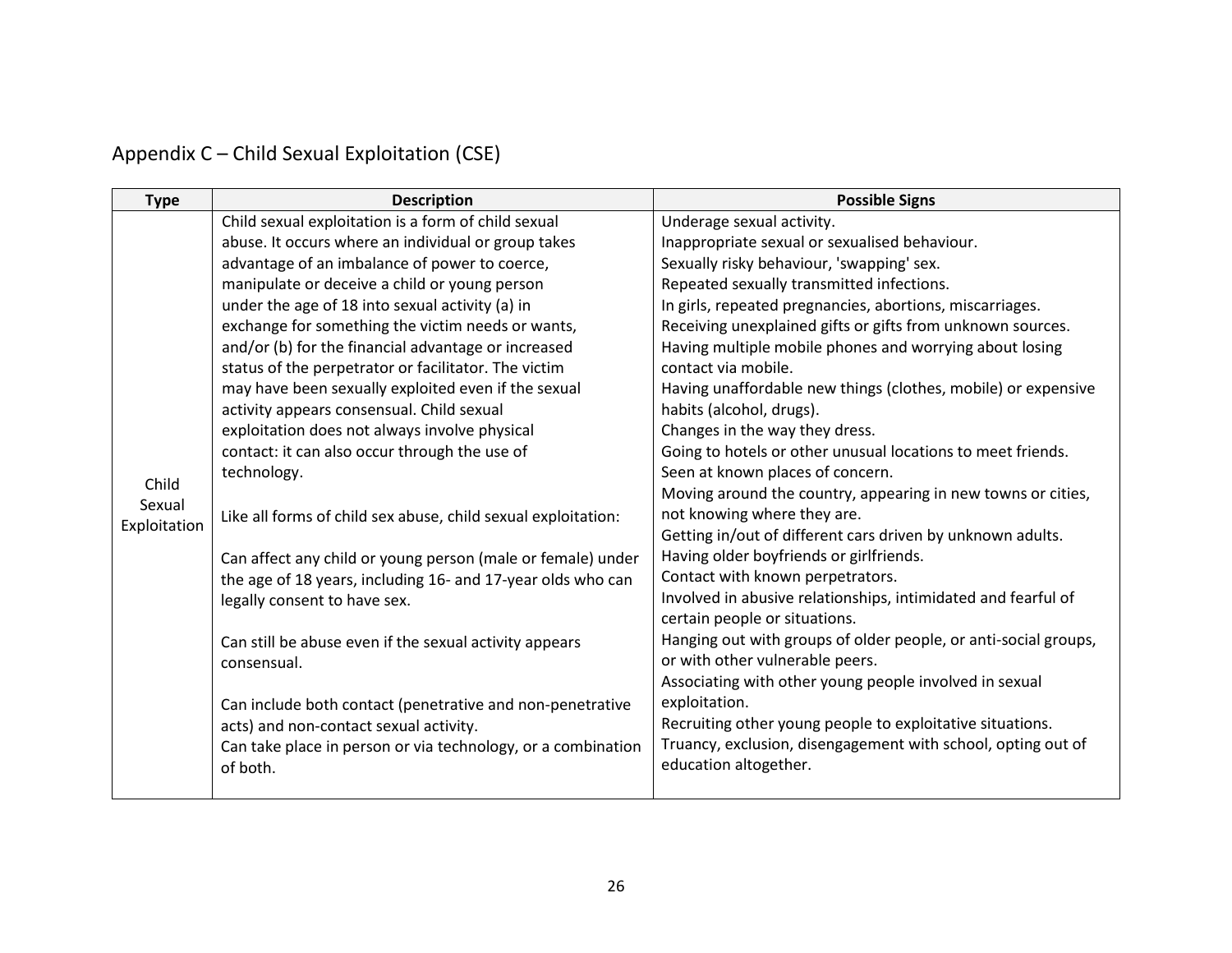## Appendix C – Child Sexual Exploitation (CSE)

| Type | Description | Possible Signs |
|---|---|---|
| Child Sexual Exploitation | Child sexual exploitation is a form of child sexual abuse. It occurs where an individual or group takes advantage of an imbalance of power to coerce, manipulate or deceive a child or young person under the age of 18 into sexual activity (a) in exchange for something the victim needs or wants, and/or (b) for the financial advantage or increased status of the perpetrator or facilitator. The victim may have been sexually exploited even if the sexual activity appears consensual. Child sexual exploitation does not always involve physical contact: it can also occur through the use of technology.<br><br>Like all forms of child sex abuse, child sexual exploitation:<br><br>Can affect any child or young person (male or female) under the age of 18 years, including 16- and 17-year olds who can legally consent to have sex.<br><br>Can still be abuse even if the sexual activity appears consensual.<br><br>Can include both contact (penetrative and non-penetrative acts) and non-contact sexual activity.<br>Can take place in person or via technology, or a combination of both. | Underage sexual activity.<br>Inappropriate sexual or sexualised behaviour.<br>Sexually risky behaviour, 'swapping' sex.<br>Repeated sexually transmitted infections.<br>In girls, repeated pregnancies, abortions, miscarriages.<br>Receiving unexplained gifts or gifts from unknown sources.<br>Having multiple mobile phones and worrying about losing contact via mobile.<br>Having unaffordable new things (clothes, mobile) or expensive habits (alcohol, drugs).<br>Changes in the way they dress.<br>Going to hotels or other unusual locations to meet friends.<br>Seen at known places of concern.<br>Moving around the country, appearing in new towns or cities, not knowing where they are.<br>Getting in/out of different cars driven by unknown adults.<br>Having older boyfriends or girlfriends.<br>Contact with known perpetrators.<br>Involved in abusive relationships, intimidated and fearful of certain people or situations.<br>Hanging out with groups of older people, or anti-social groups, or with other vulnerable peers.<br>Associating with other young people involved in sexual exploitation.<br>Recruiting other young people to exploitative situations.<br>Truancy, exclusion, disengagement with school, opting out of education altogether. |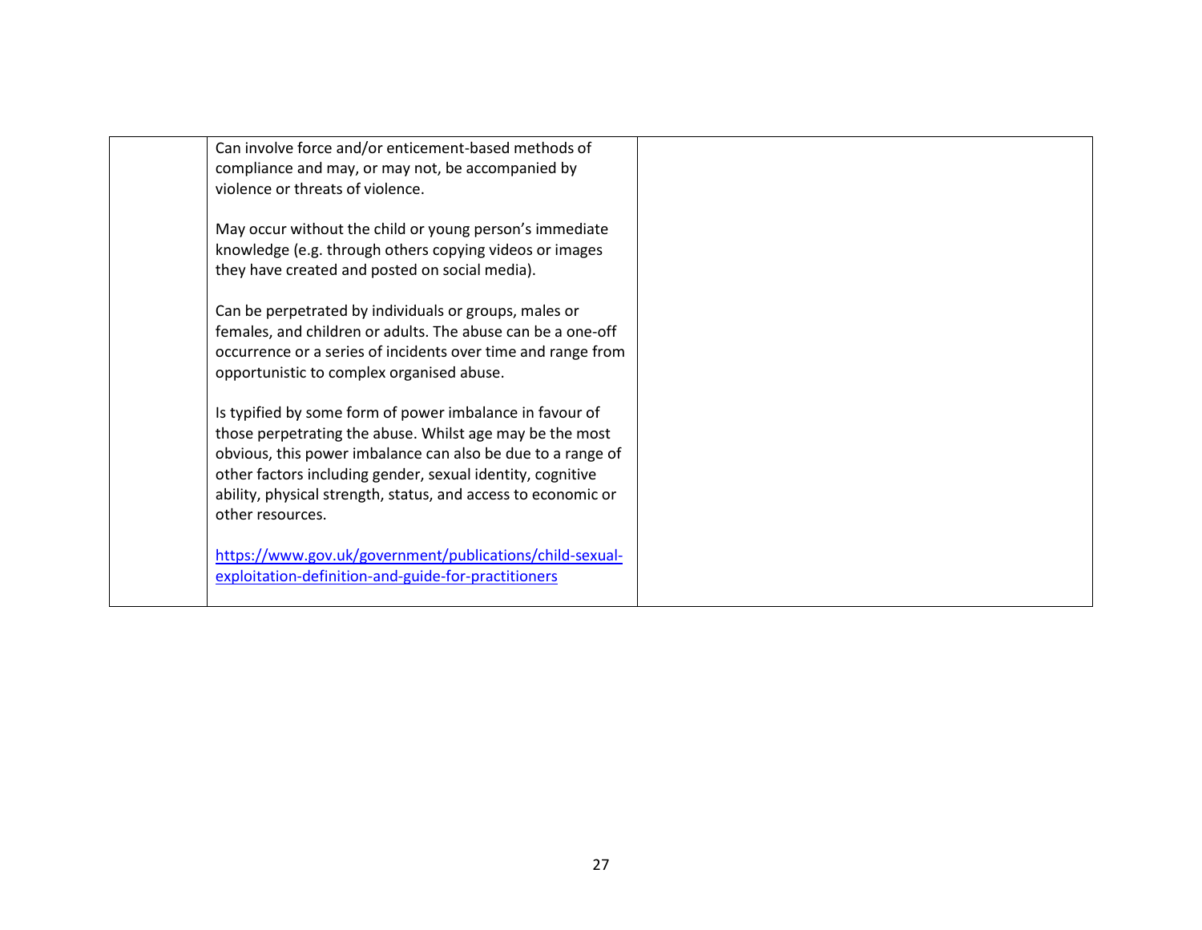|  |  |  |
|---|---|---|
|  | Can involve force and/or enticement-based methods of compliance and may, or may not, be accompanied by violence or threats of violence.<br><br>May occur without the child or young person's immediate knowledge (e.g. through others copying videos or images they have created and posted on social media).<br><br>Can be perpetrated by individuals or groups, males or females, and children or adults. The abuse can be a one-off occurrence or a series of incidents over time and range from opportunistic to complex organised abuse.<br><br>Is typified by some form of power imbalance in favour of those perpetrating the abuse. Whilst age may be the most obvious, this power imbalance can also be due to a range of other factors including gender, sexual identity, cognitive ability, physical strength, status, and access to economic or other resources.<br><br>[https://www.gov.uk/government/publications/child-sexual-exploitation-definition-and-guide-for-practitioners](https://www.gov.uk/government/publications/child-sexual-exploitation-definition-and-guide-for-practitioners) |  |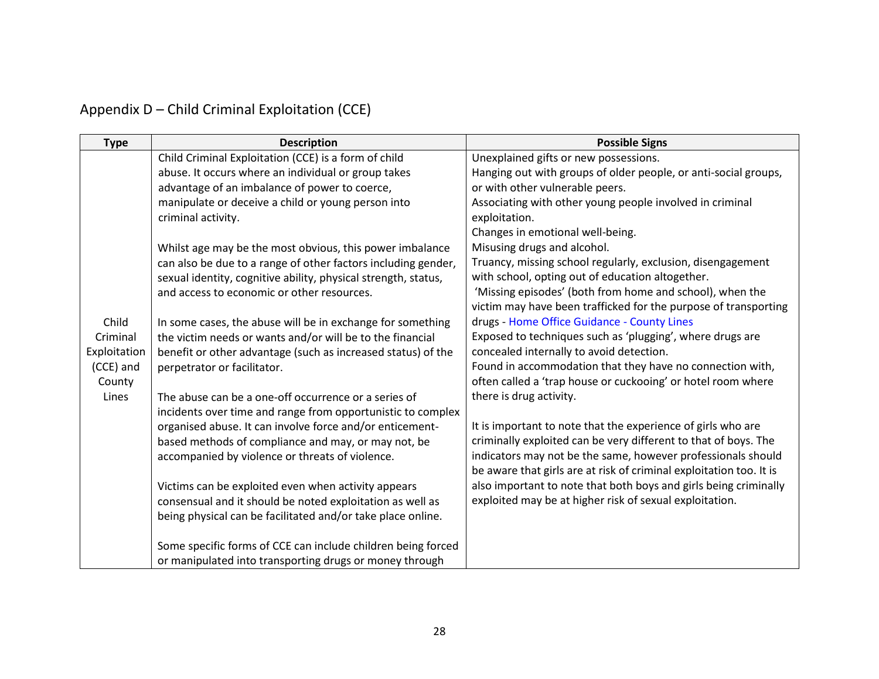## Appendix D – Child Criminal Exploitation (CCE)

| Type | Description | Possible Signs |
|---|---|---|
| Child Criminal Exploitation (CCE) and County Lines | Child Criminal Exploitation (CCE) is a form of child abuse. It occurs where an individual or group takes advantage of an imbalance of power to coerce, manipulate or deceive a child or young person into criminal activity.<br><br>Whilst age may be the most obvious, this power imbalance can also be due to a range of other factors including gender, sexual identity, cognitive ability, physical strength, status, and access to economic or other resources.<br><br>In some cases, the abuse will be in exchange for something the victim needs or wants and/or will be to the financial benefit or other advantage (such as increased status) of the perpetrator or facilitator.<br><br>The abuse can be a one-off occurrence or a series of incidents over time and range from opportunistic to complex organised abuse. It can involve force and/or enticement-based methods of compliance and may, or may not, be accompanied by violence or threats of violence.<br><br>Victims can be exploited even when activity appears consensual and it should be noted exploitation as well as being physical can be facilitated and/or take place online.<br><br>Some specific forms of CCE can include children being forced or manipulated into transporting drugs or money through | Unexplained gifts or new possessions.<br>Hanging out with groups of older people, or anti-social groups, or with other vulnerable peers.<br>Associating with other young people involved in criminal exploitation.<br>Changes in emotional well-being.<br>Misusing drugs and alcohol.<br>Truancy, missing school regularly, exclusion, disengagement with school, opting out of education altogether.<br>'Missing episodes' (both from home and school), when the victim may have been trafficked for the purpose of transporting drugs - Home Office Guidance - County Lines<br>Exposed to techniques such as 'plugging', where drugs are concealed internally to avoid detection.<br>Found in accommodation that they have no connection with, often called a 'trap house or cuckooing' or hotel room where there is drug activity.<br><br>It is important to note that the experience of girls who are criminally exploited can be very different to that of boys. The indicators may not be the same, however professionals should be aware that girls are at risk of criminal exploitation too. It is also important to note that both boys and girls being criminally exploited may be at higher risk of sexual exploitation. |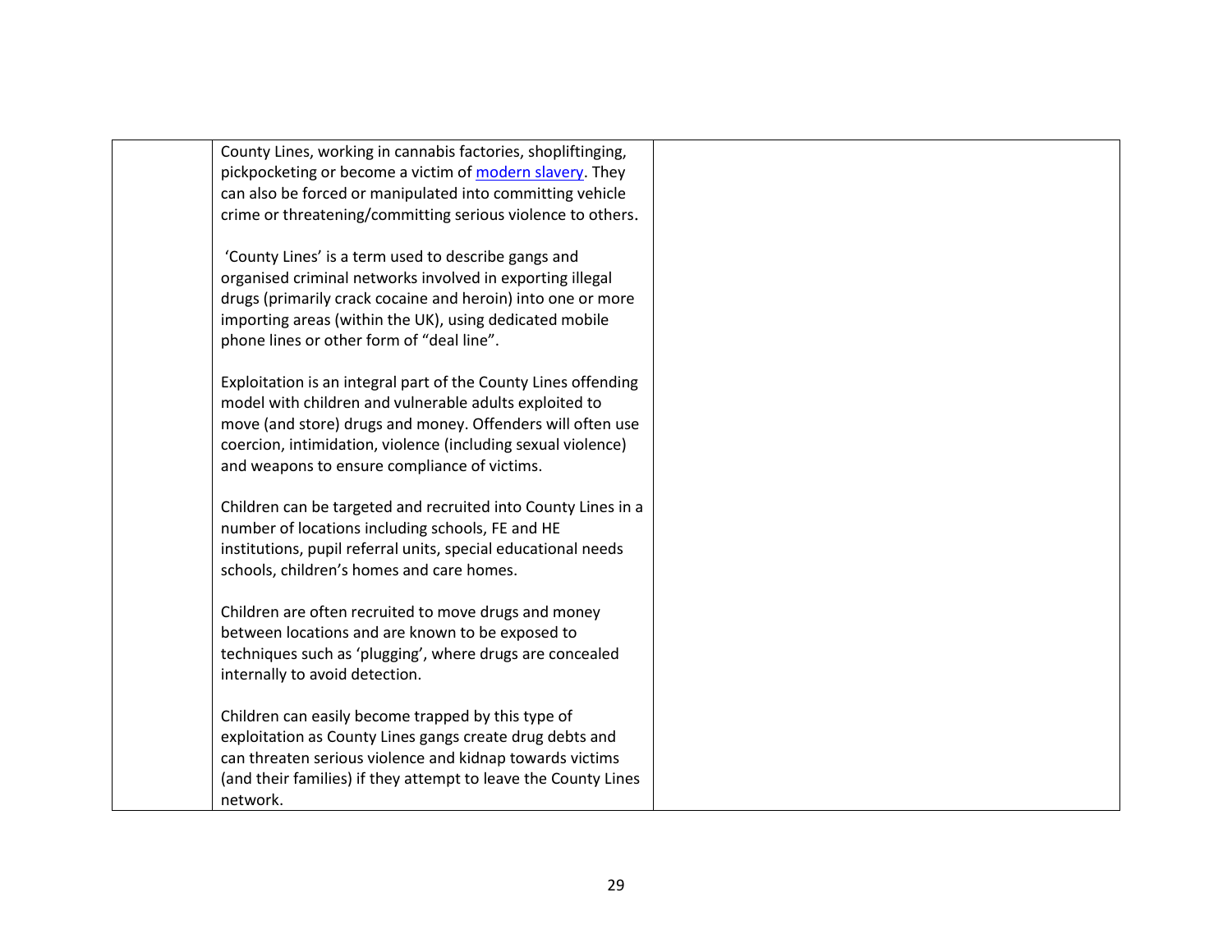| | | |
|---|---|---|
| | County Lines, working in cannabis factories, shopliftinging, pickpocketing or become a victim of modern slavery. They can also be forced or manipulated into committing vehicle crime or threatening/committing serious violence to others.<br><br>'County Lines' is a term used to describe gangs and organised criminal networks involved in exporting illegal drugs (primarily crack cocaine and heroin) into one or more importing areas (within the UK), using dedicated mobile phone lines or other form of "deal line".<br><br>Exploitation is an integral part of the County Lines offending model with children and vulnerable adults exploited to move (and store) drugs and money. Offenders will often use coercion, intimidation, violence (including sexual violence) and weapons to ensure compliance of victims.<br><br>Children can be targeted and recruited into County Lines in a number of locations including schools, FE and HE institutions, pupil referral units, special educational needs schools, children's homes and care homes.<br><br>Children are often recruited to move drugs and money between locations and are known to be exposed to techniques such as 'plugging', where drugs are concealed internally to avoid detection.<br><br>Children can easily become trapped by this type of exploitation as County Lines gangs create drug debts and can threaten serious violence and kidnap towards victims (and their families) if they attempt to leave the County Lines network. | |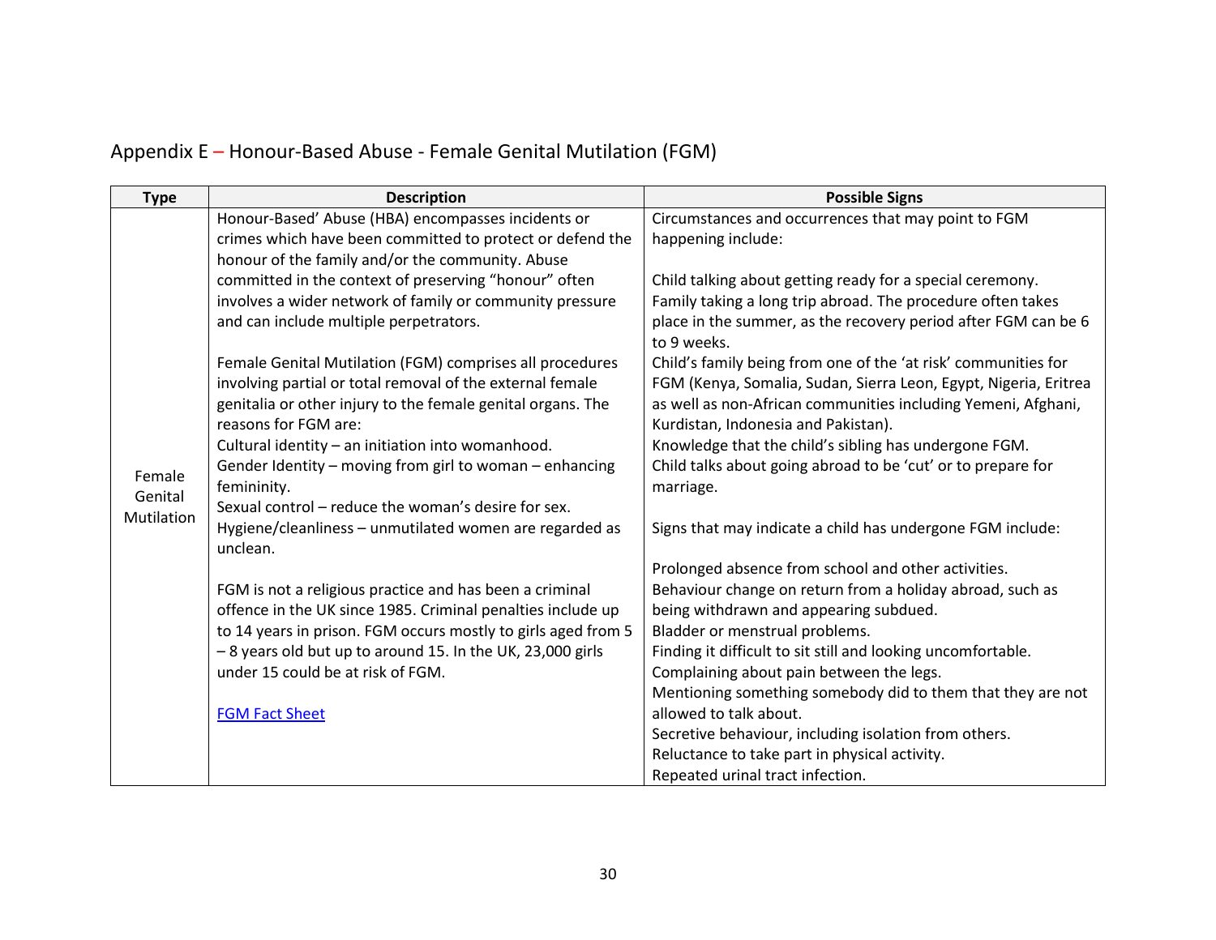## Appendix E – Honour-Based Abuse - Female Genital Mutilation (FGM)

| Type | Description | Possible Signs |
|---|---|---|
| Female Genital Mutilation | Honour-Based' Abuse (HBA) encompasses incidents or crimes which have been committed to protect or defend the honour of the family and/or the community. Abuse committed in the context of preserving "honour" often involves a wider network of family or community pressure and can include multiple perpetrators.<br><br>Female Genital Mutilation (FGM) comprises all procedures involving partial or total removal of the external female genitalia or other injury to the female genital organs. The reasons for FGM are:<br>Cultural identity – an initiation into womanhood.<br>Gender Identity – moving from girl to woman – enhancing femininity.<br>Sexual control – reduce the woman's desire for sex.<br>Hygiene/cleanliness – unmutilated women are regarded as unclean.<br><br>FGM is not a religious practice and has been a criminal offence in the UK since 1985. Criminal penalties include up to 14 years in prison. FGM occurs mostly to girls aged from 5 – 8 years old but up to around 15. In the UK, 23,000 girls under 15 could be at risk of FGM.<br><br>[FGM Fact Sheet]() | Circumstances and occurrences that may point to FGM happening include:<br><br>Child talking about getting ready for a special ceremony.<br>Family taking a long trip abroad. The procedure often takes place in the summer, as the recovery period after FGM can be 6 to 9 weeks.<br>Child's family being from one of the 'at risk' communities for FGM (Kenya, Somalia, Sudan, Sierra Leon, Egypt, Nigeria, Eritrea as well as non-African communities including Yemeni, Afghani, Kurdistan, Indonesia and Pakistan).<br>Knowledge that the child's sibling has undergone FGM.<br>Child talks about going abroad to be 'cut' or to prepare for marriage.<br><br>Signs that may indicate a child has undergone FGM include:<br><br>Prolonged absence from school and other activities.<br>Behaviour change on return from a holiday abroad, such as being withdrawn and appearing subdued.<br>Bladder or menstrual problems.<br>Finding it difficult to sit still and looking uncomfortable.<br>Complaining about pain between the legs.<br>Mentioning something somebody did to them that they are not allowed to talk about.<br>Secretive behaviour, including isolation from others.<br>Reluctance to take part in physical activity.<br>Repeated urinal tract infection. |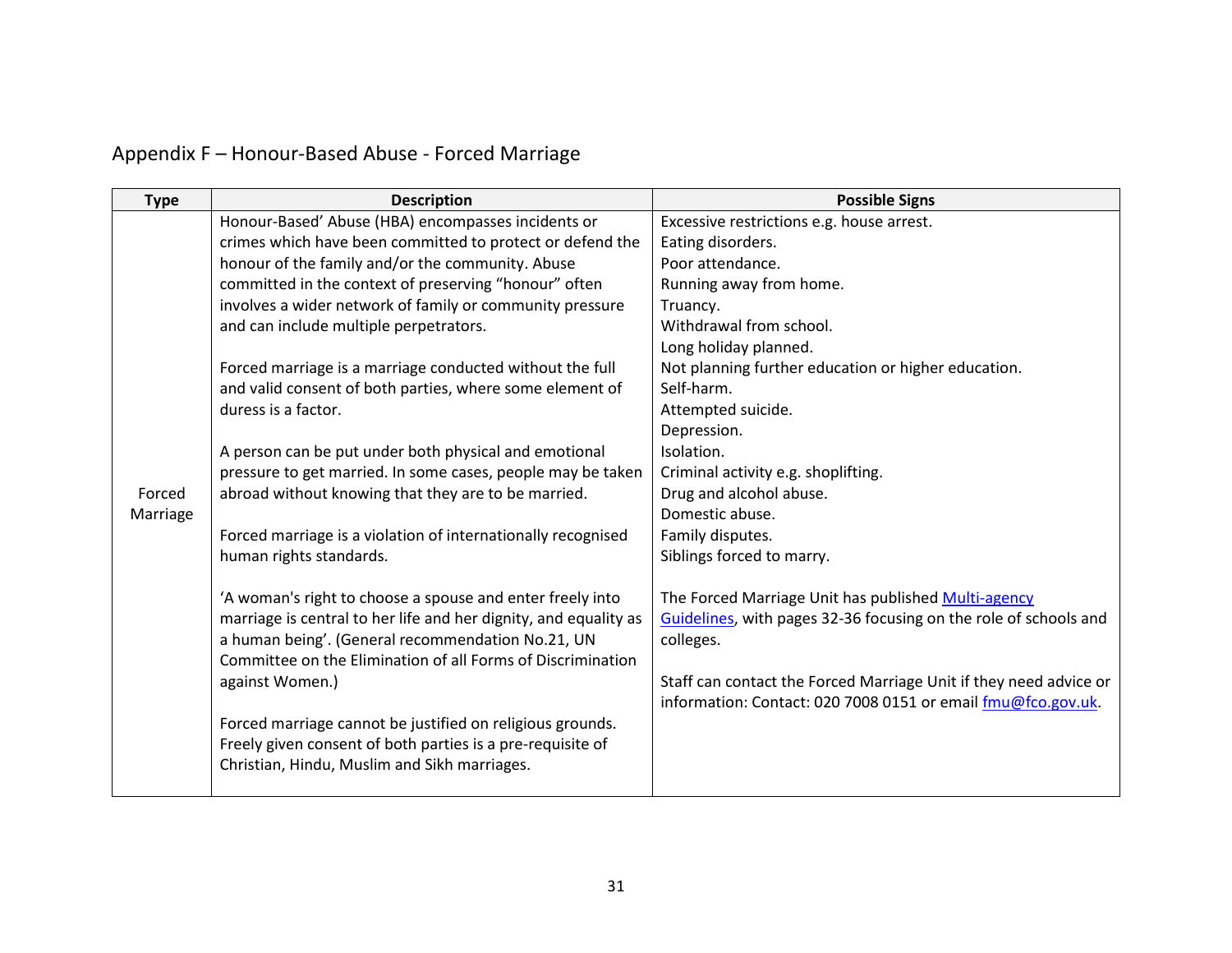## Appendix F – Honour-Based Abuse - Forced Marriage

| Type | Description | Possible Signs |
|---|---|---|
| Forced Marriage | Honour-Based' Abuse (HBA) encompasses incidents or crimes which have been committed to protect or defend the honour of the family and/or the community. Abuse committed in the context of preserving "honour" often involves a wider network of family or community pressure and can include multiple perpetrators.<br><br>Forced marriage is a marriage conducted without the full and valid consent of both parties, where some element of duress is a factor.<br><br>A person can be put under both physical and emotional pressure to get married. In some cases, people may be taken abroad without knowing that they are to be married.<br><br>Forced marriage is a violation of internationally recognised human rights standards.<br><br>'A woman's right to choose a spouse and enter freely into marriage is central to her life and her dignity, and equality as a human being'. (General recommendation No.21, UN Committee on the Elimination of all Forms of Discrimination against Women.)<br><br>Forced marriage cannot be justified on religious grounds. Freely given consent of both parties is a pre-requisite of Christian, Hindu, Muslim and Sikh marriages. | Excessive restrictions e.g. house arrest.<br>Eating disorders.<br>Poor attendance.<br>Running away from home.<br>Truancy.<br>Withdrawal from school.<br>Long holiday planned.<br>Not planning further education or higher education.<br>Self-harm.<br>Attempted suicide.<br>Depression.<br>Isolation.<br>Criminal activity e.g. shoplifting.<br>Drug and alcohol abuse.<br>Domestic abuse.<br>Family disputes.<br>Siblings forced to marry.<br><br>The Forced Marriage Unit has published Multi-agency Guidelines, with pages 32-36 focusing on the role of schools and colleges.<br><br>Staff can contact the Forced Marriage Unit if they need advice or information: Contact: 020 7008 0151 or email fmu@fco.gov.uk. |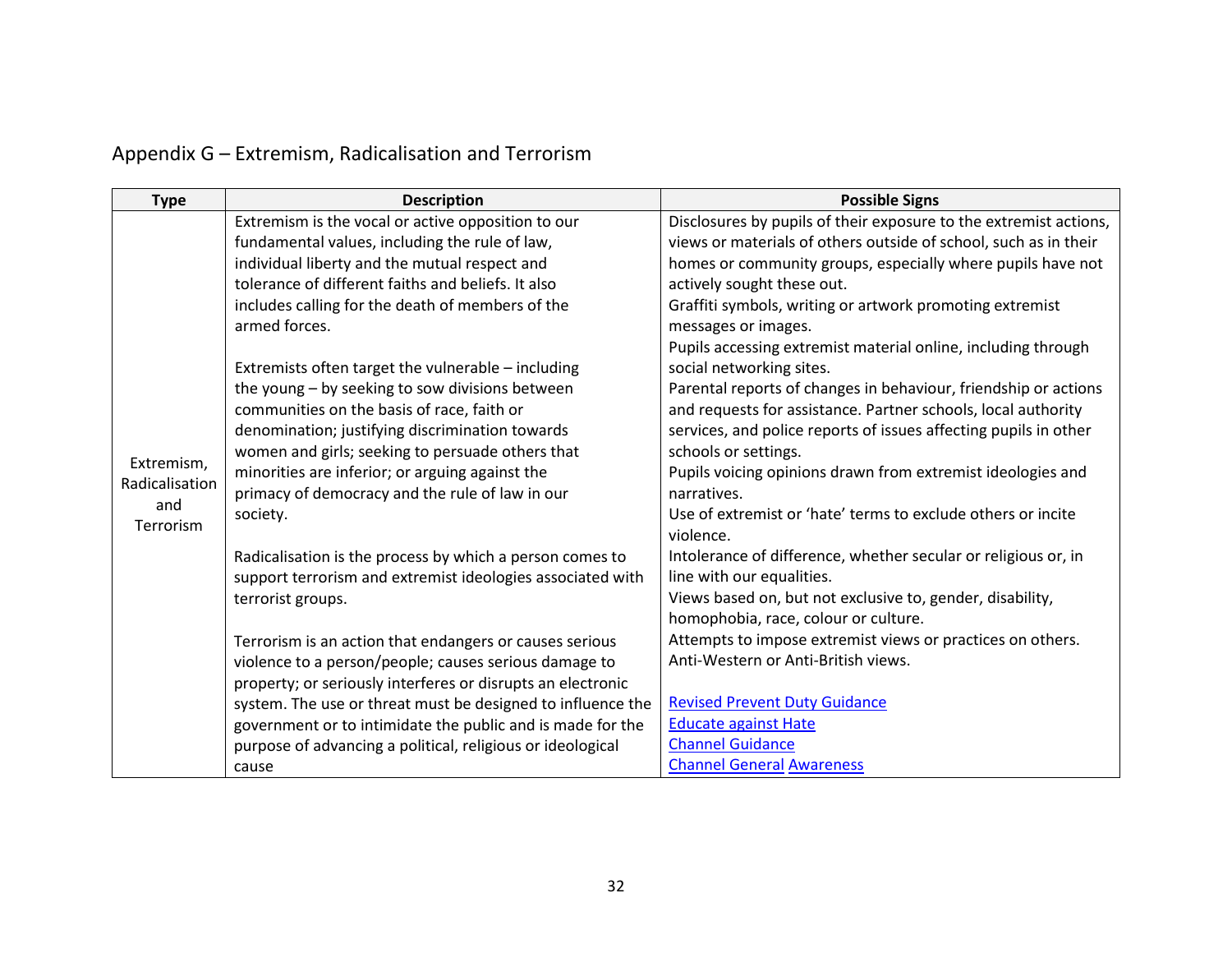## Appendix G – Extremism, Radicalisation and Terrorism

| Type | Description | Possible Signs |
|---|---|---|
| Extremism, Radicalisation and Terrorism | Extremism is the vocal or active opposition to our fundamental values, including the rule of law, individual liberty and the mutual respect and tolerance of different faiths and beliefs. It also includes calling for the death of members of the armed forces.<br><br>Extremists often target the vulnerable – including the young – by seeking to sow divisions between communities on the basis of race, faith or denomination; justifying discrimination towards women and girls; seeking to persuade others that minorities are inferior; or arguing against the primacy of democracy and the rule of law in our society.<br><br>Radicalisation is the process by which a person comes to support terrorism and extremist ideologies associated with terrorist groups.<br><br>Terrorism is an action that endangers or causes serious violence to a person/people; causes serious damage to property; or seriously interferes or disrupts an electronic system. The use or threat must be designed to influence the government or to intimidate the public and is made for the purpose of advancing a political, religious or ideological cause | Disclosures by pupils of their exposure to the extremist actions, views or materials of others outside of school, such as in their homes or community groups, especially where pupils have not actively sought these out.<br>Graffiti symbols, writing or artwork promoting extremist messages or images.<br>Pupils accessing extremist material online, including through social networking sites.<br>Parental reports of changes in behaviour, friendship or actions and requests for assistance. Partner schools, local authority services, and police reports of issues affecting pupils in other schools or settings.<br>Pupils voicing opinions drawn from extremist ideologies and narratives.<br>Use of extremist or 'hate' terms to exclude others or incite violence.<br>Intolerance of difference, whether secular or religious or, in line with our equalities.<br>Views based on, but not exclusive to, gender, disability, homophobia, race, colour or culture.<br>Attempts to impose extremist views or practices on others.<br>Anti-Western or Anti-British views.<br><br>Revised Prevent Duty Guidance<br>Educate against Hate<br>Channel Guidance<br>Channel General Awareness |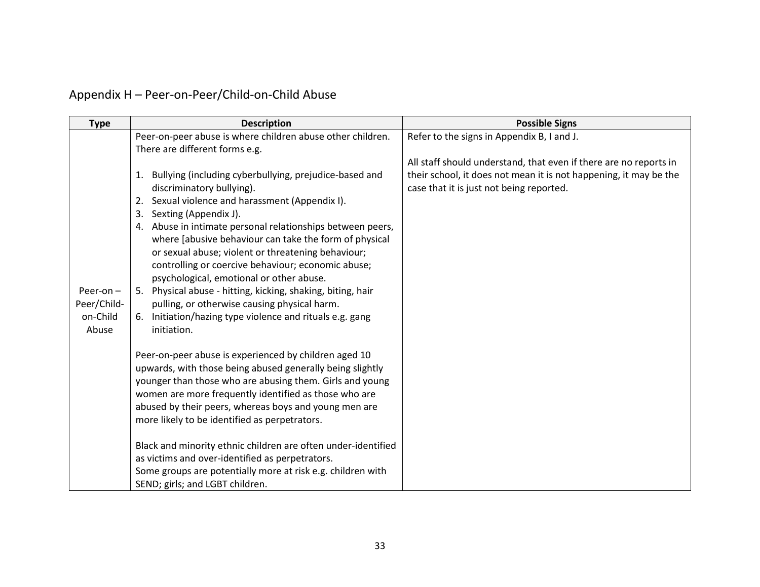## Appendix H – Peer-on-Peer/Child-on-Child Abuse

| Type | Description | Possible Signs |
|---|---|---|
| Peer-on – Peer/Child-on-Child Abuse | Peer-on-peer abuse is where children abuse other children. There are different forms e.g.<br><br>1. Bullying (including cyberbullying, prejudice-based and discriminatory bullying).<br>2. Sexual violence and harassment (Appendix I).<br>3. Sexting (Appendix J).<br>4. Abuse in intimate personal relationships between peers, where [abusive behaviour can take the form of physical or sexual abuse; violent or threatening behaviour; controlling or coercive behaviour; economic abuse; psychological, emotional or other abuse.<br>5. Physical abuse - hitting, kicking, shaking, biting, hair pulling, or otherwise causing physical harm.<br>6. Initiation/hazing type violence and rituals e.g. gang initiation.<br><br>Peer-on-peer abuse is experienced by children aged 10 upwards, with those being abused generally being slightly younger than those who are abusing them. Girls and young women are more frequently identified as those who are abused by their peers, whereas boys and young men are more likely to be identified as perpetrators.<br><br>Black and minority ethnic children are often under-identified as victims and over-identified as perpetrators.<br>Some groups are potentially more at risk e.g. children with SEND; girls; and LGBT children. | Refer to the signs in Appendix B, I and J.<br><br>All staff should understand, that even if there are no reports in their school, it does not mean it is not happening, it may be the case that it is just not being reported. |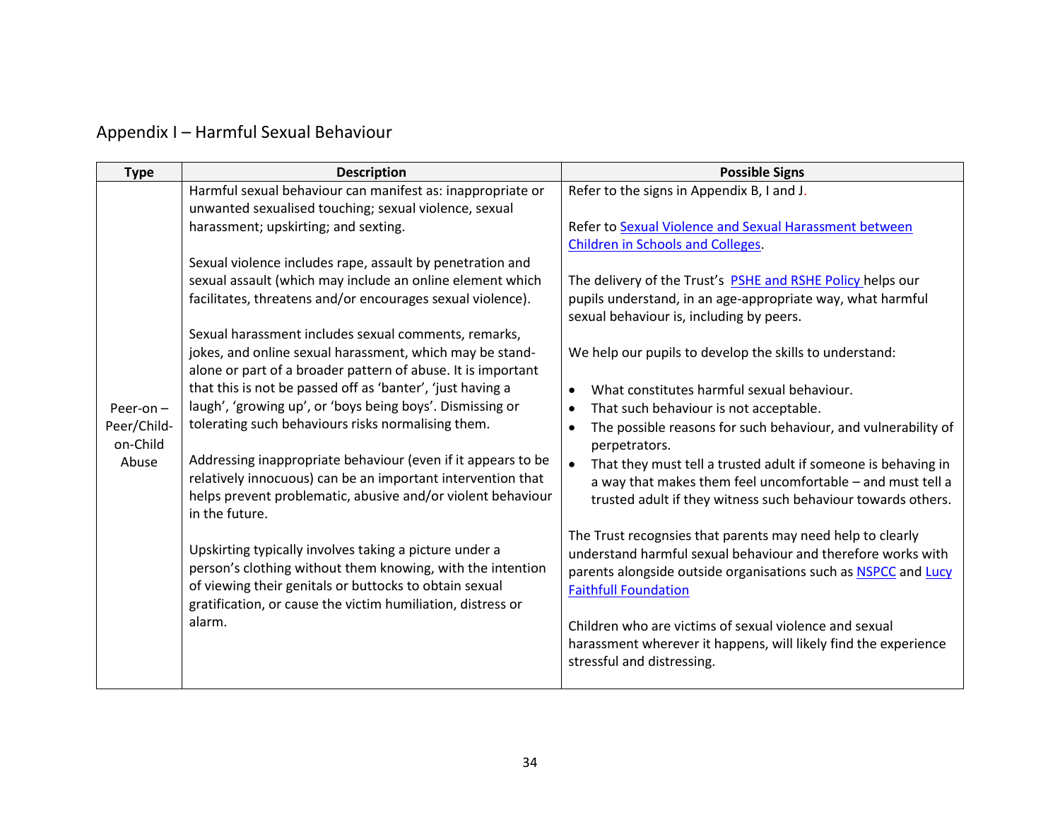## Appendix I – Harmful Sexual Behaviour

| Type | Description | Possible Signs |
|---|---|---|
| Peer-on – Peer/Child-on-Child Abuse | Harmful sexual behaviour can manifest as: inappropriate or unwanted sexualised touching; sexual violence, sexual harassment; upskirting; and sexting.<br><br>Sexual violence includes rape, assault by penetration and sexual assault (which may include an online element which facilitates, threatens and/or encourages sexual violence).<br><br>Sexual harassment includes sexual comments, remarks, jokes, and online sexual harassment, which may be stand-alone or part of a broader pattern of abuse. It is important that this is not be passed off as 'banter', 'just having a laugh', 'growing up', or 'boys being boys'. Dismissing or tolerating such behaviours risks normalising them.<br><br>Addressing inappropriate behaviour (even if it appears to be relatively innocuous) can be an important intervention that helps prevent problematic, abusive and/or violent behaviour in the future.<br><br>Upskirting typically involves taking a picture under a person's clothing without them knowing, with the intention of viewing their genitals or buttocks to obtain sexual gratification, or cause the victim humiliation, distress or alarm. | Refer to the signs in Appendix B, I and J.<br><br>Refer to Sexual Violence and Sexual Harassment between Children in Schools and Colleges.<br><br>The delivery of the Trust's PSHE and RSHE Policy helps our pupils understand, in an age-appropriate way, what harmful sexual behaviour is, including by peers.<br><br>We help our pupils to develop the skills to understand:<br><br>• What constitutes harmful sexual behaviour.<br>• That such behaviour is not acceptable.<br>• The possible reasons for such behaviour, and vulnerability of perpetrators.<br>• That they must tell a trusted adult if someone is behaving in a way that makes them feel uncomfortable – and must tell a trusted adult if they witness such behaviour towards others.<br><br>The Trust recognsies that parents may need help to clearly understand harmful sexual behaviour and therefore works with parents alongside outside organisations such as NSPCC and Lucy Faithfull Foundation<br><br>Children who are victims of sexual violence and sexual harassment wherever it happens, will likely find the experience stressful and distressing. |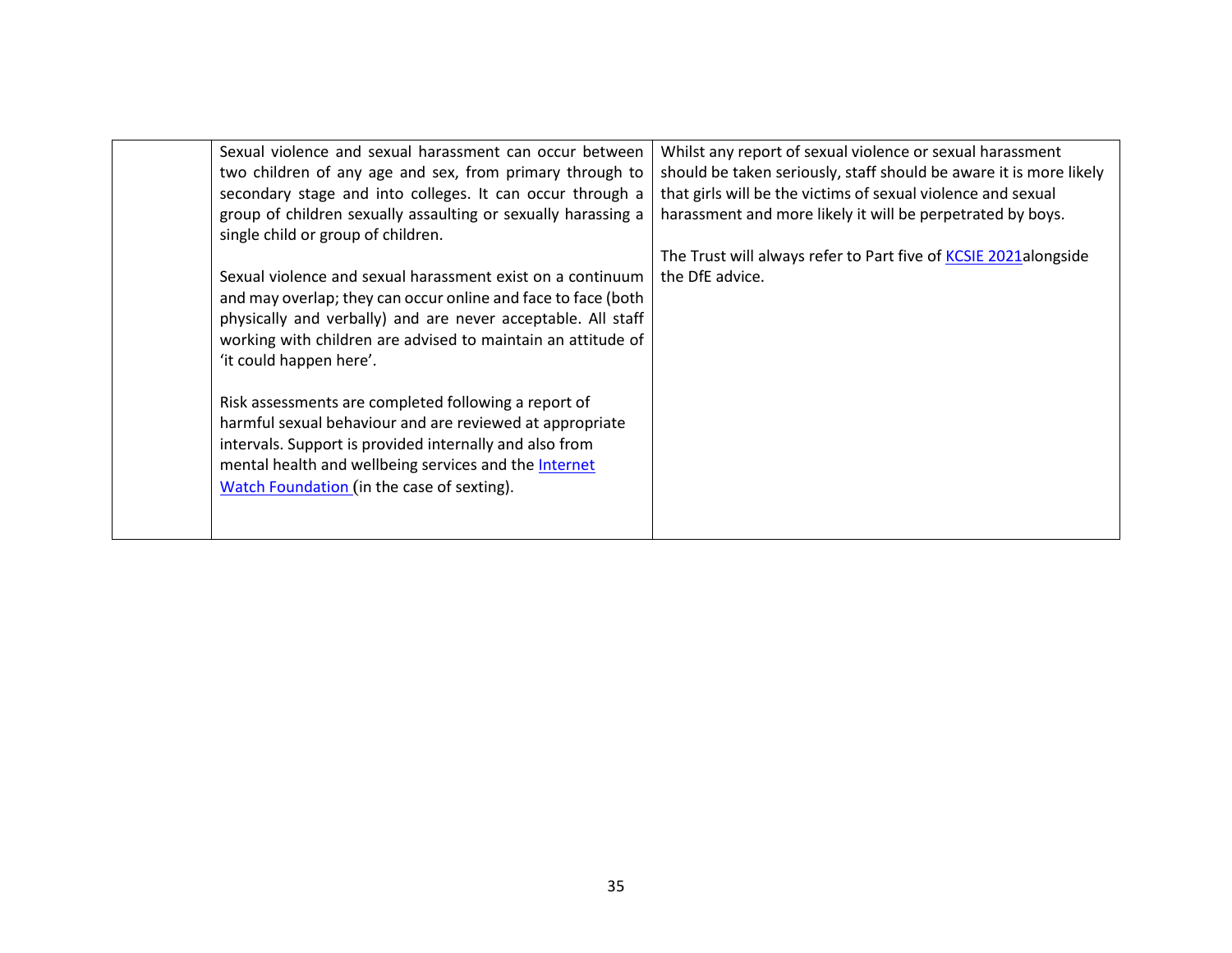| | | |
|---|---|---|
| | Sexual violence and sexual harassment can occur between two children of any age and sex, from primary through to secondary stage and into colleges. It can occur through a group of children sexually assaulting or sexually harassing a single child or group of children.<br><br>Sexual violence and sexual harassment exist on a continuum and may overlap; they can occur online and face to face (both physically and verbally) and are never acceptable. All staff working with children are advised to maintain an attitude of 'it could happen here'.<br><br>Risk assessments are completed following a report of harmful sexual behaviour and are reviewed at appropriate intervals. Support is provided internally and also from mental health and wellbeing services and the Internet Watch Foundation (in the case of sexting). | Whilst any report of sexual violence or sexual harassment should be taken seriously, staff should be aware it is more likely that girls will be the victims of sexual violence and sexual harassment and more likely it will be perpetrated by boys.<br><br>The Trust will always refer to Part five of KCSIE 2021alongside the DfE advice. |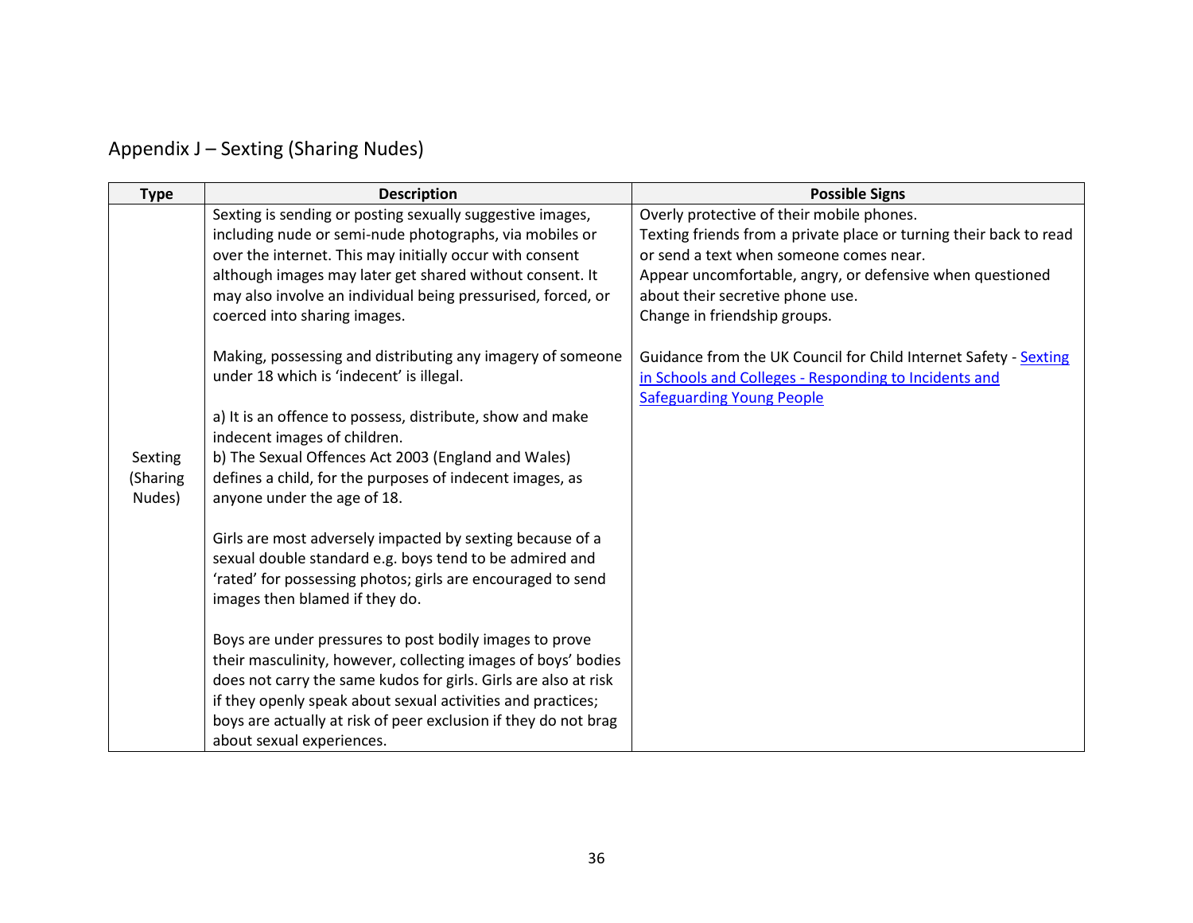## Appendix J – Sexting (Sharing Nudes)

| Type | Description | Possible Signs |
|---|---|---|
| Sexting (Sharing Nudes) | Sexting is sending or posting sexually suggestive images, including nude or semi-nude photographs, via mobiles or over the internet. This may initially occur with consent although images may later get shared without consent. It may also involve an individual being pressurised, forced, or coerced into sharing images.<br><br>Making, possessing and distributing any imagery of someone under 18 which is 'indecent' is illegal.<br><br>a) It is an offence to possess, distribute, show and make indecent images of children.<br>b) The Sexual Offences Act 2003 (England and Wales) defines a child, for the purposes of indecent images, as anyone under the age of 18.<br><br>Girls are most adversely impacted by sexting because of a sexual double standard e.g. boys tend to be admired and 'rated' for possessing photos; girls are encouraged to send images then blamed if they do.<br><br>Boys are under pressures to post bodily images to prove their masculinity, however, collecting images of boys' bodies does not carry the same kudos for girls. Girls are also at risk if they openly speak about sexual activities and practices; boys are actually at risk of peer exclusion if they do not brag about sexual experiences. | Overly protective of their mobile phones.<br>Texting friends from a private place or turning their back to read or send a text when someone comes near.<br>Appear uncomfortable, angry, or defensive when questioned about their secretive phone use.<br>Change in friendship groups.<br><br>Guidance from the UK Council for Child Internet Safety - Sexting in Schools and Colleges - Responding to Incidents and Safeguarding Young People |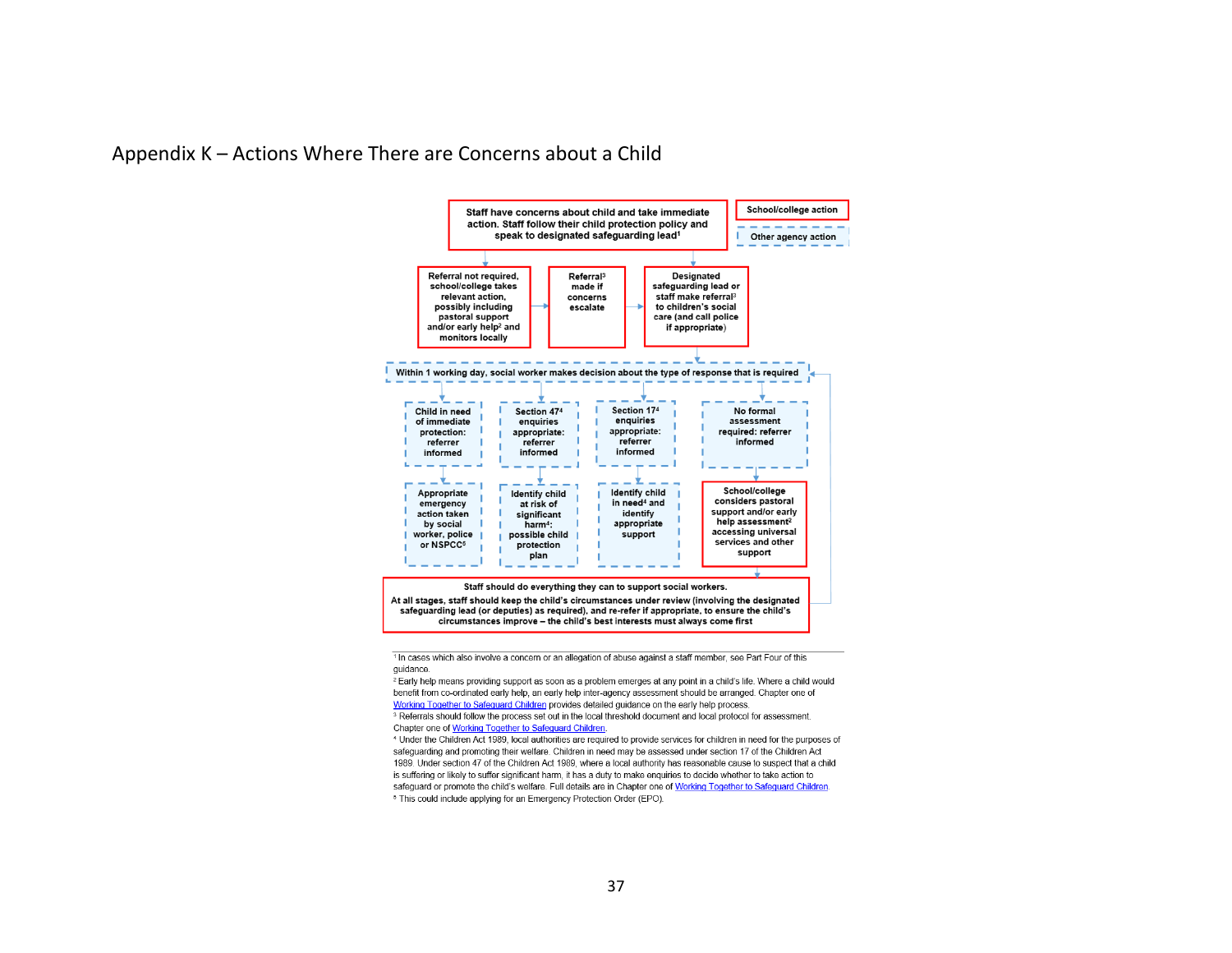# Appendix K – Actions Where There are Concerns about a Child

Staff have concerns about child and take immediate action. Staff follow their child protection policy and speak to designated safeguarding lead[1]

School/college action

Other agency action

Referral not required, school/college takes relevant action, possibly including pastoral support and/or early help[2] and monitors locally

Referral[3] made if concerns escalate

Designated safeguarding lead or staff make referral[3] to children's social care (and call police if appropriate)

Within 1 working day, social worker makes decision about the type of response that is required

Child in need of immediate protection: referrer informed

Section 47[4] enquiries appropriate: referrer informed

Section 17[4] enquiries appropriate: referrer informed

No formal assessment required: referrer informed

Appropriate emergency action taken by social worker, police or NSPCC[5]

Identify child at risk of significant harm[4]: possible child protection plan

Identify child in need[4] and identify appropriate support

School/college considers pastoral support and/or early help assessment[2] accessing universal services and other support

Staff should do everything they can to support social workers.

At all stages, staff should keep the child's circumstances under review (involving the designated safeguarding lead (or deputies) as required), and re-refer if appropriate, to ensure the child's circumstances improve – the child's best interests must always come first

---

[1] In cases which also involve a concern or an allegation of abuse against a staff member, see Part Four of this guidance.

[2] Early help means providing support as soon as a problem emerges at any point in a child's life. Where a child would benefit from co-ordinated early help, an early help inter-agency assessment should be arranged. Chapter one of Working Together to Safeguard Children provides detailed guidance on the early help process.

[3] Referrals should follow the process set out in the local threshold document and local protocol for assessment. Chapter one of Working Together to Safeguard Children.

[4] Under the Children Act 1989, local authorities are required to provide services for children in need for the purposes of safeguarding and promoting their welfare. Children in need may be assessed under section 17 of the Children Act 1989. Under section 47 of the Children Act 1989, where a local authority has reasonable cause to suspect that a child is suffering or likely to suffer significant harm, it has a duty to make enquiries to decide whether to take action to safeguard or promote the child's welfare. Full details are in Chapter one of Working Together to Safeguard Children.

[5] This could include applying for an Emergency Protection Order (EPO).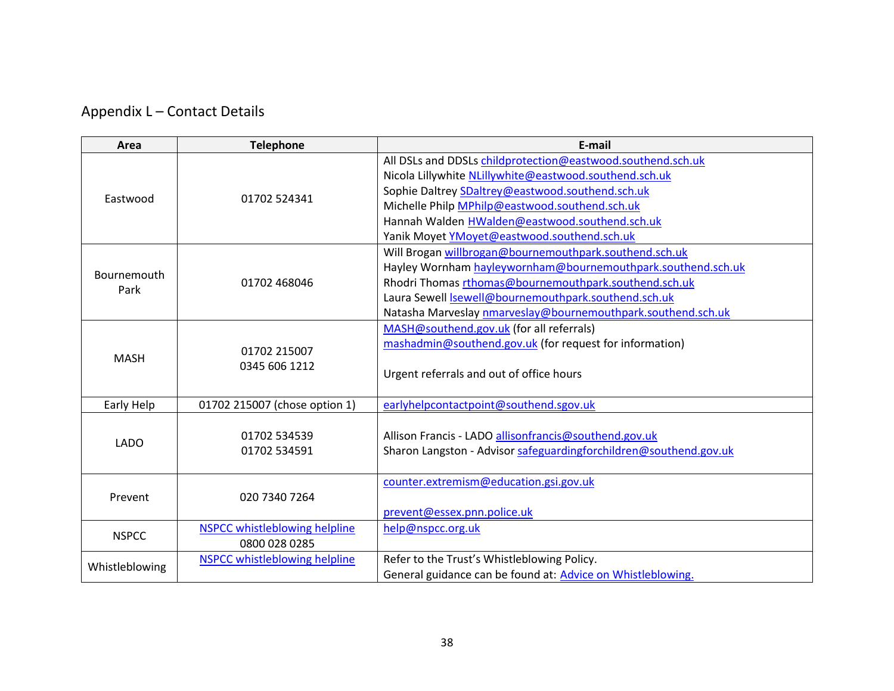# Appendix L – Contact Details

| Area | Telephone | E-mail |
|---|---|---|
| Eastwood | 01702 524341 | All DSLs and DDSLs childprotection@eastwood.southend.sch.uk<br>Nicola Lillywhite NLillywhite@eastwood.southend.sch.uk<br>Sophie Daltrey SDaltrey@eastwood.southend.sch.uk<br>Michelle Philp MPhilp@eastwood.southend.sch.uk<br>Hannah Walden HWalden@eastwood.southend.sch.uk<br>Yanik Moyet YMoyet@eastwood.southend.sch.uk |
| Bournemouth Park | 01702 468046 | Will Brogan willbrogan@bournemouthpark.southend.sch.uk<br>Hayley Wornham hayleywornham@bournemouthpark.southend.sch.uk<br>Rhodri Thomas rthomas@bournemouthpark.southend.sch.uk<br>Laura Sewell lsewell@bournemouthpark.southend.sch.uk<br>Natasha Marveslay nmarveslay@bournemouthpark.southend.sch.uk |
| MASH | 01702 215007<br>0345 606 1212 | MASH@southend.gov.uk (for all referrals)<br>mashadmin@southend.gov.uk (for request for information)<br><br>Urgent referrals and out of office hours |
| Early Help | 01702 215007 (chose option 1) | earlyhelpcontactpoint@southend.sgov.uk |
| LADO | 01702 534539<br>01702 534591 | Allison Francis - LADO allisonfrancis@southend.gov.uk<br>Sharon Langston - Advisor safeguardingforchildren@southend.gov.uk |
| Prevent | 020 7340 7264 | counter.extremism@education.gsi.gov.uk<br><br>prevent@essex.pnn.police.uk |
| NSPCC | NSPCC whistleblowing helpline<br>0800 028 0285 | help@nspcc.org.uk |
| Whistleblowing | NSPCC whistleblowing helpline | Refer to the Trust's Whistleblowing Policy.<br>General guidance can be found at: Advice on Whistleblowing. |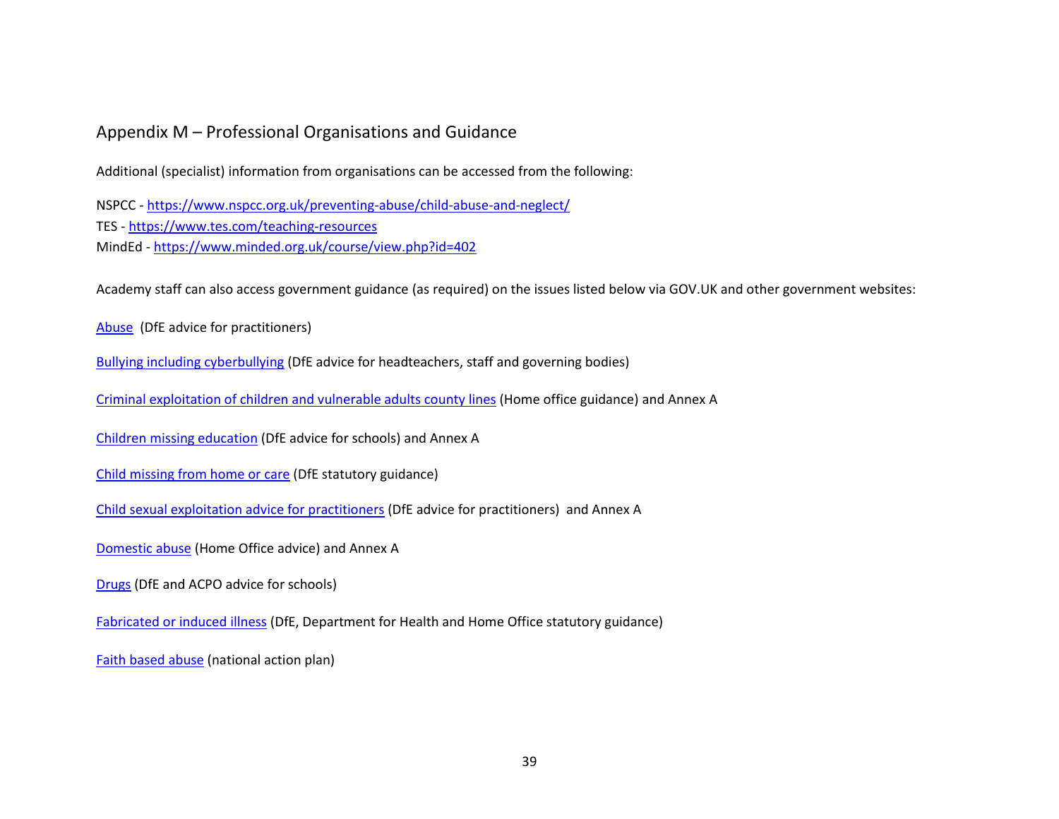## Appendix M – Professional Organisations and Guidance

Additional (specialist) information from organisations can be accessed from the following:

NSPCC - https://www.nspcc.org.uk/preventing-abuse/child-abuse-and-neglect/
TES - https://www.tes.com/teaching-resources
MindEd - https://www.minded.org.uk/course/view.php?id=402

Academy staff can also access government guidance (as required) on the issues listed below via GOV.UK and other government websites:

Abuse (DfE advice for practitioners)

Bullying including cyberbullying (DfE advice for headteachers, staff and governing bodies)

Criminal exploitation of children and vulnerable adults county lines (Home office guidance) and Annex A

Children missing education (DfE advice for schools) and Annex A

Child missing from home or care (DfE statutory guidance)

Child sexual exploitation advice for practitioners (DfE advice for practitioners) and Annex A

Domestic abuse (Home Office advice) and Annex A

Drugs (DfE and ACPO advice for schools)

Fabricated or induced illness (DfE, Department for Health and Home Office statutory guidance)

Faith based abuse (national action plan)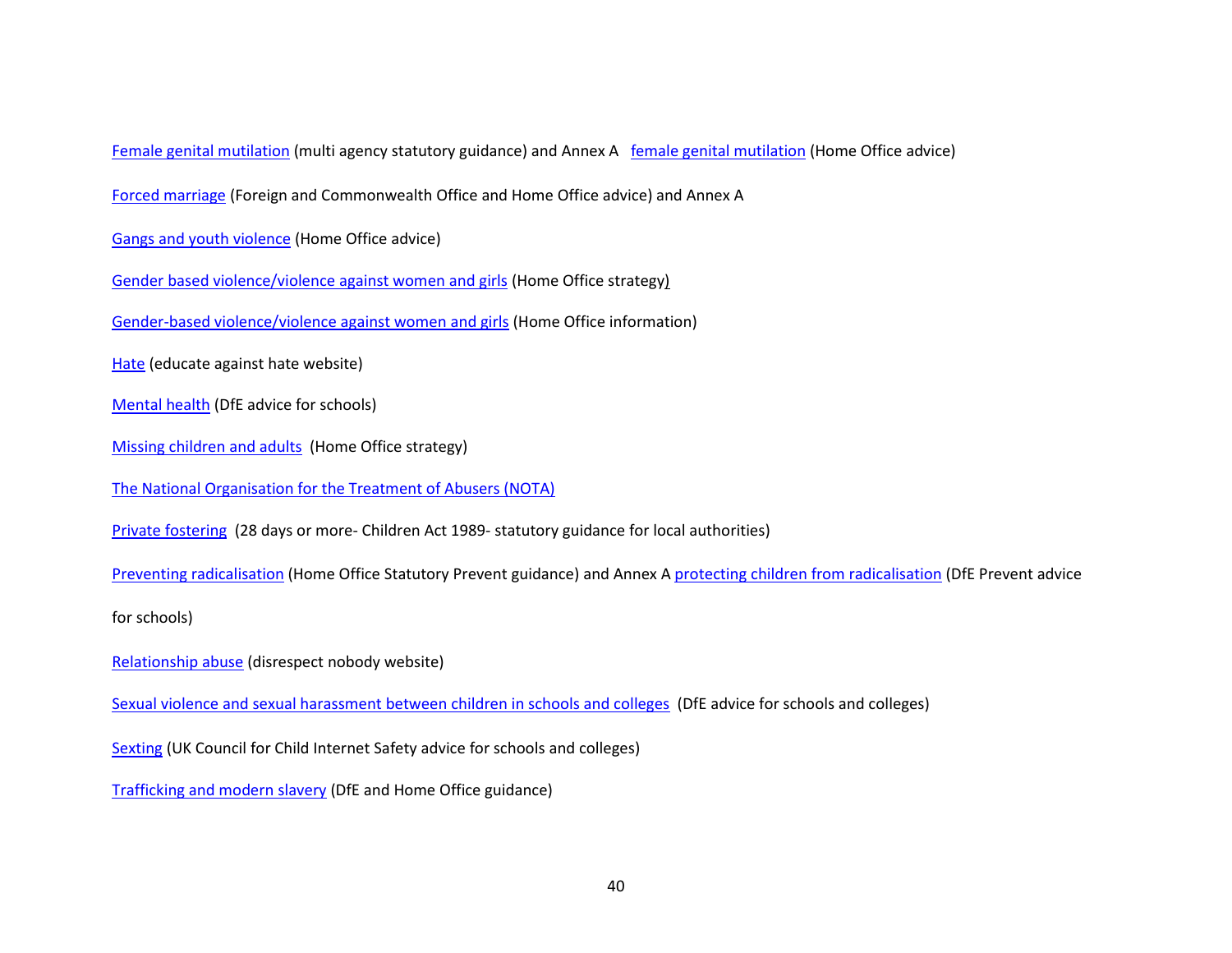Female genital mutilation (multi agency statutory guidance) and Annex A   female genital mutilation (Home Office advice)

Forced marriage (Foreign and Commonwealth Office and Home Office advice) and Annex A

Gangs and youth violence (Home Office advice)

Gender based violence/violence against women and girls (Home Office strategy)

Gender-based violence/violence against women and girls (Home Office information)

Hate (educate against hate website)

Mental health (DfE advice for schools)

Missing children and adults  (Home Office strategy)

The National Organisation for the Treatment of Abusers (NOTA)

Private fostering  (28 days or more- Children Act 1989- statutory guidance for local authorities)

Preventing radicalisation (Home Office Statutory Prevent guidance) and Annex A protecting children from radicalisation (DfE Prevent advice for schools)

Relationship abuse (disrespect nobody website)

Sexual violence and sexual harassment between children in schools and colleges  (DfE advice for schools and colleges)

Sexting (UK Council for Child Internet Safety advice for schools and colleges)

Trafficking and modern slavery (DfE and Home Office guidance)